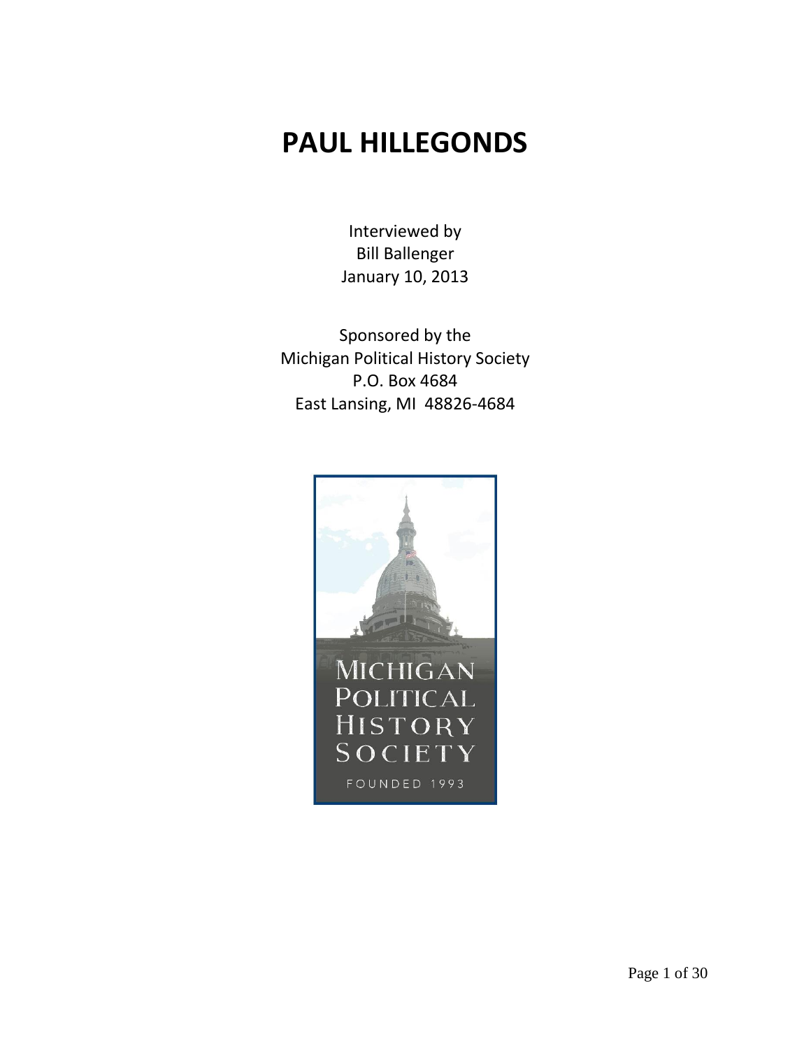# PAUL HILLEGONDS

Interviewed by
Bill Ballenger
January 10, 2013

Sponsored by the
Michigan Political History Society
P.O. Box 4684
East Lansing, MI 48826-4684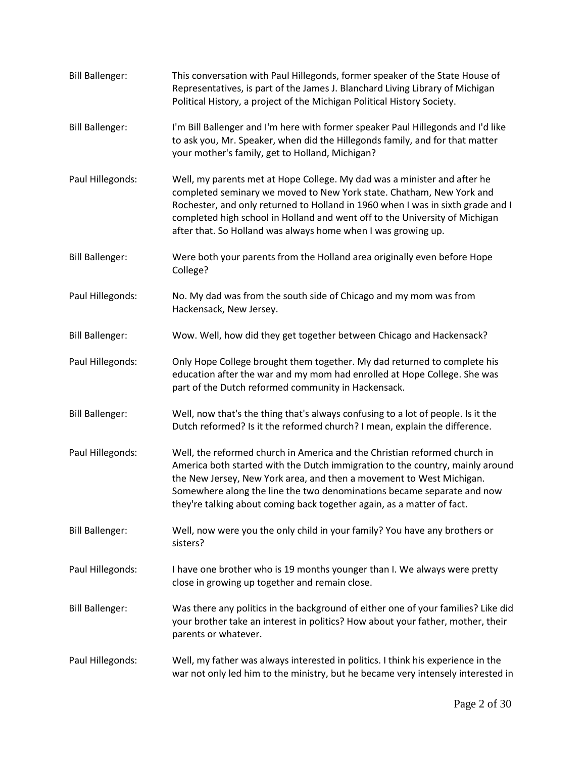**Bill Ballenger:** This conversation with Paul Hillegonds, former speaker of the State House of Representatives, is part of the James J. Blanchard Living Library of Michigan Political History, a project of the Michigan Political History Society.

**Bill Ballenger:** I'm Bill Ballenger and I'm here with former speaker Paul Hillegonds and I'd like to ask you, Mr. Speaker, when did the Hillegonds family, and for that matter your mother's family, get to Holland, Michigan?

**Paul Hillegonds:** Well, my parents met at Hope College. My dad was a minister and after he completed seminary we moved to New York state. Chatham, New York and Rochester, and only returned to Holland in 1960 when I was in sixth grade and I completed high school in Holland and went off to the University of Michigan after that. So Holland was always home when I was growing up.

**Bill Ballenger:** Were both your parents from the Holland area originally even before Hope College?

**Paul Hillegonds:** No. My dad was from the south side of Chicago and my mom was from Hackensack, New Jersey.

**Bill Ballenger:** Wow. Well, how did they get together between Chicago and Hackensack?

**Paul Hillegonds:** Only Hope College brought them together. My dad returned to complete his education after the war and my mom had enrolled at Hope College. She was part of the Dutch reformed community in Hackensack.

**Bill Ballenger:** Well, now that's the thing that's always confusing to a lot of people. Is it the Dutch reformed? Is it the reformed church? I mean, explain the difference.

**Paul Hillegonds:** Well, the reformed church in America and the Christian reformed church in America both started with the Dutch immigration to the country, mainly around the New Jersey, New York area, and then a movement to West Michigan. Somewhere along the line the two denominations became separate and now they're talking about coming back together again, as a matter of fact.

**Bill Ballenger:** Well, now were you the only child in your family? You have any brothers or sisters?

**Paul Hillegonds:** I have one brother who is 19 months younger than I. We always were pretty close in growing up together and remain close.

**Bill Ballenger:** Was there any politics in the background of either one of your families? Like did your brother take an interest in politics? How about your father, mother, their parents or whatever.

**Paul Hillegonds:** Well, my father was always interested in politics. I think his experience in the war not only led him to the ministry, but he became very intensely interested in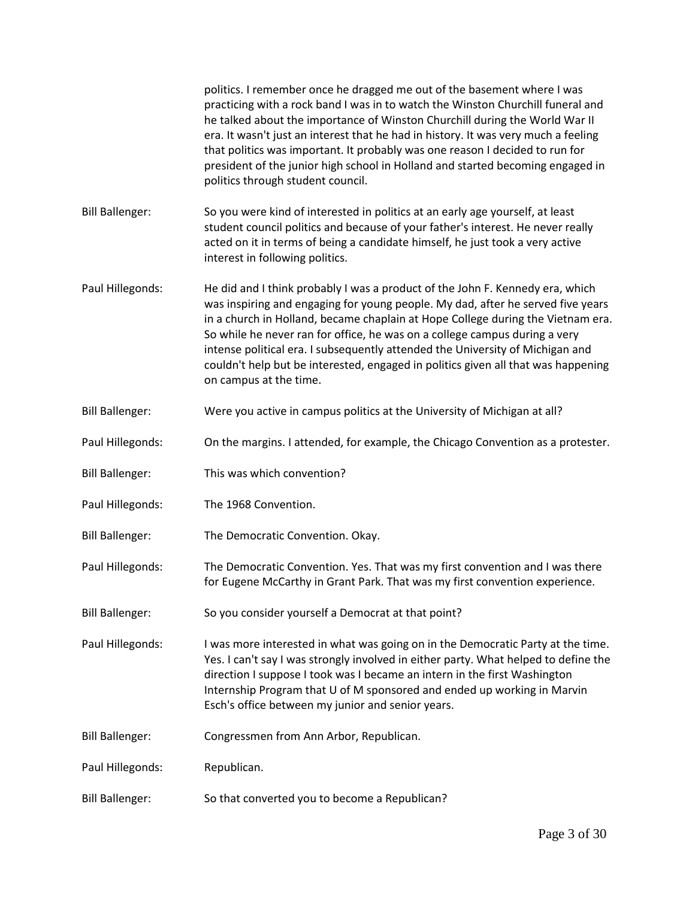politics. I remember once he dragged me out of the basement where I was practicing with a rock band I was in to watch the Winston Churchill funeral and he talked about the importance of Winston Churchill during the World War II era. It wasn't just an interest that he had in history. It was very much a feeling that politics was important. It probably was one reason I decided to run for president of the junior high school in Holland and started becoming engaged in politics through student council.

Bill Ballenger: So you were kind of interested in politics at an early age yourself, at least student council politics and because of your father's interest. He never really acted on it in terms of being a candidate himself, he just took a very active interest in following politics.

Paul Hillegonds: He did and I think probably I was a product of the John F. Kennedy era, which was inspiring and engaging for young people. My dad, after he served five years in a church in Holland, became chaplain at Hope College during the Vietnam era. So while he never ran for office, he was on a college campus during a very intense political era. I subsequently attended the University of Michigan and couldn't help but be interested, engaged in politics given all that was happening on campus at the time.

Bill Ballenger: Were you active in campus politics at the University of Michigan at all?

Paul Hillegonds: On the margins. I attended, for example, the Chicago Convention as a protester.

Bill Ballenger: This was which convention?

Paul Hillegonds: The 1968 Convention.

Bill Ballenger: The Democratic Convention. Okay.

Paul Hillegonds: The Democratic Convention. Yes. That was my first convention and I was there for Eugene McCarthy in Grant Park. That was my first convention experience.

Bill Ballenger: So you consider yourself a Democrat at that point?

Paul Hillegonds: I was more interested in what was going on in the Democratic Party at the time. Yes. I can't say I was strongly involved in either party. What helped to define the direction I suppose I took was I became an intern in the first Washington Internship Program that U of M sponsored and ended up working in Marvin Esch's office between my junior and senior years.

Bill Ballenger: Congressmen from Ann Arbor, Republican.

Paul Hillegonds: Republican.

Bill Ballenger: So that converted you to become a Republican?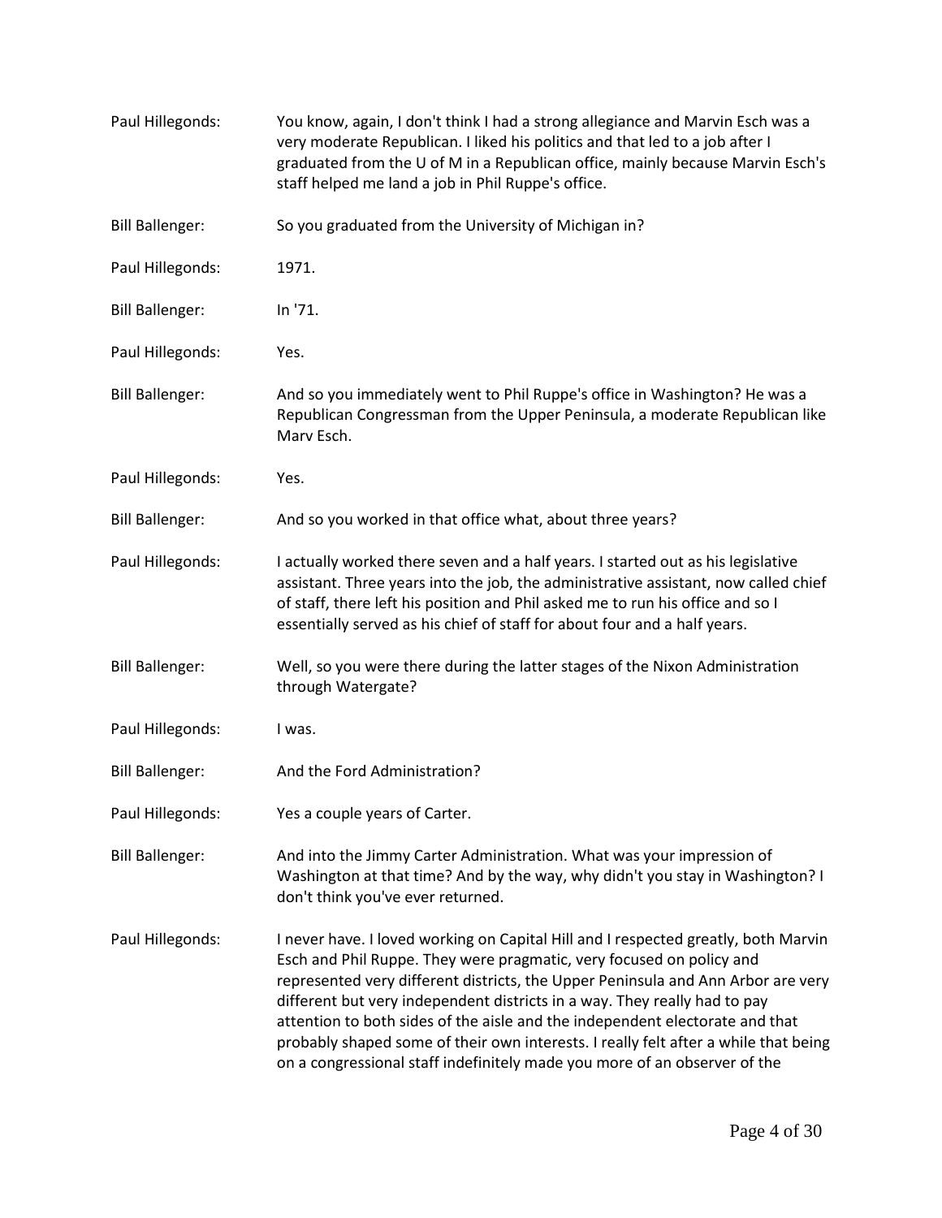Paul Hillegonds: You know, again, I don't think I had a strong allegiance and Marvin Esch was a very moderate Republican. I liked his politics and that led to a job after I graduated from the U of M in a Republican office, mainly because Marvin Esch's staff helped me land a job in Phil Ruppe's office.

Bill Ballenger: So you graduated from the University of Michigan in?

Paul Hillegonds: 1971.

Bill Ballenger: In '71.

Paul Hillegonds: Yes.

Bill Ballenger: And so you immediately went to Phil Ruppe's office in Washington? He was a Republican Congressman from the Upper Peninsula, a moderate Republican like Marv Esch.

Paul Hillegonds: Yes.

Bill Ballenger: And so you worked in that office what, about three years?

Paul Hillegonds: I actually worked there seven and a half years. I started out as his legislative assistant. Three years into the job, the administrative assistant, now called chief of staff, there left his position and Phil asked me to run his office and so I essentially served as his chief of staff for about four and a half years.

Bill Ballenger: Well, so you were there during the latter stages of the Nixon Administration through Watergate?

Paul Hillegonds: I was.

Bill Ballenger: And the Ford Administration?

Paul Hillegonds: Yes a couple years of Carter.

Bill Ballenger: And into the Jimmy Carter Administration. What was your impression of Washington at that time? And by the way, why didn't you stay in Washington? I don't think you've ever returned.

Paul Hillegonds: I never have. I loved working on Capital Hill and I respected greatly, both Marvin Esch and Phil Ruppe. They were pragmatic, very focused on policy and represented very different districts, the Upper Peninsula and Ann Arbor are very different but very independent districts in a way. They really had to pay attention to both sides of the aisle and the independent electorate and that probably shaped some of their own interests. I really felt after a while that being on a congressional staff indefinitely made you more of an observer of the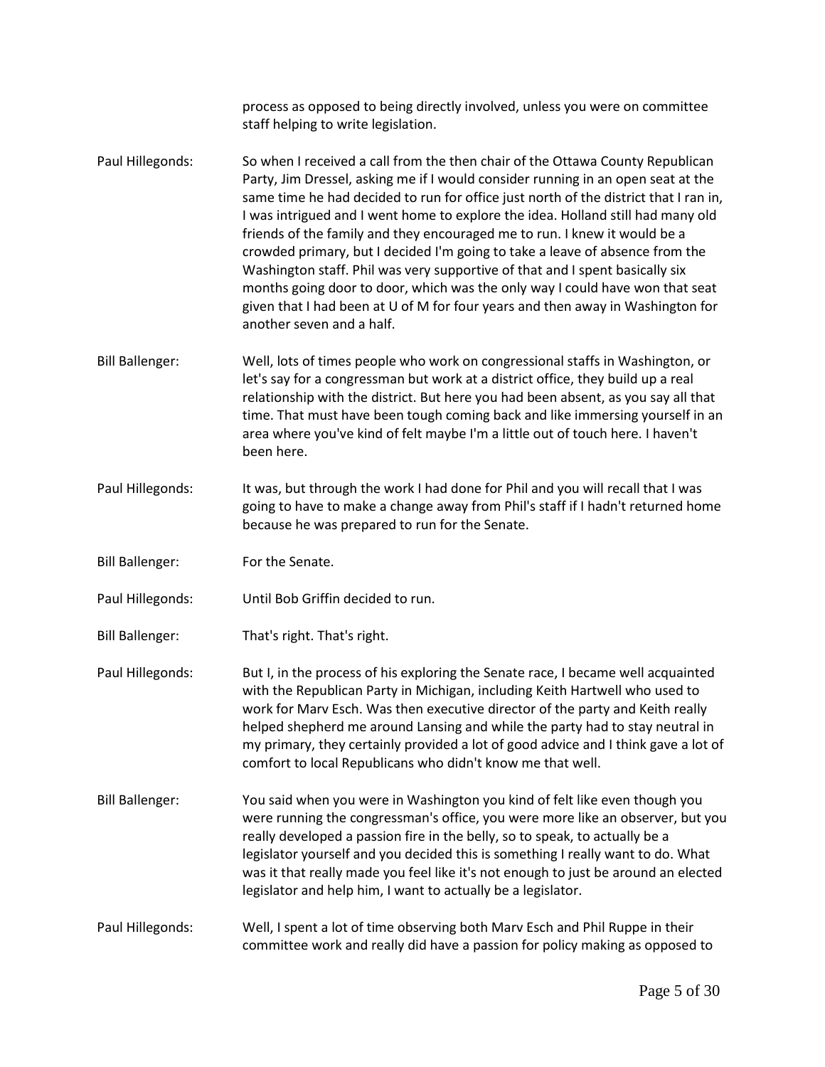process as opposed to being directly involved, unless you were on committee staff helping to write legislation.

**Paul Hillegonds:** So when I received a call from the then chair of the Ottawa County Republican Party, Jim Dressel, asking me if I would consider running in an open seat at the same time he had decided to run for office just north of the district that I ran in, I was intrigued and I went home to explore the idea. Holland still had many old friends of the family and they encouraged me to run. I knew it would be a crowded primary, but I decided I'm going to take a leave of absence from the Washington staff. Phil was very supportive of that and I spent basically six months going door to door, which was the only way I could have won that seat given that I had been at U of M for four years and then away in Washington for another seven and a half.

**Bill Ballenger:** Well, lots of times people who work on congressional staffs in Washington, or let's say for a congressman but work at a district office, they build up a real relationship with the district. But here you had been absent, as you say all that time. That must have been tough coming back and like immersing yourself in an area where you've kind of felt maybe I'm a little out of touch here. I haven't been here.

**Paul Hillegonds:** It was, but through the work I had done for Phil and you will recall that I was going to have to make a change away from Phil's staff if I hadn't returned home because he was prepared to run for the Senate.

**Bill Ballenger:** For the Senate.

**Paul Hillegonds:** Until Bob Griffin decided to run.

**Bill Ballenger:** That's right. That's right.

**Paul Hillegonds:** But I, in the process of his exploring the Senate race, I became well acquainted with the Republican Party in Michigan, including Keith Hartwell who used to work for Marv Esch. Was then executive director of the party and Keith really helped shepherd me around Lansing and while the party had to stay neutral in my primary, they certainly provided a lot of good advice and I think gave a lot of comfort to local Republicans who didn't know me that well.

**Bill Ballenger:** You said when you were in Washington you kind of felt like even though you were running the congressman's office, you were more like an observer, but you really developed a passion fire in the belly, so to speak, to actually be a legislator yourself and you decided this is something I really want to do. What was it that really made you feel like it's not enough to just be around an elected legislator and help him, I want to actually be a legislator.

**Paul Hillegonds:** Well, I spent a lot of time observing both Marv Esch and Phil Ruppe in their committee work and really did have a passion for policy making as opposed to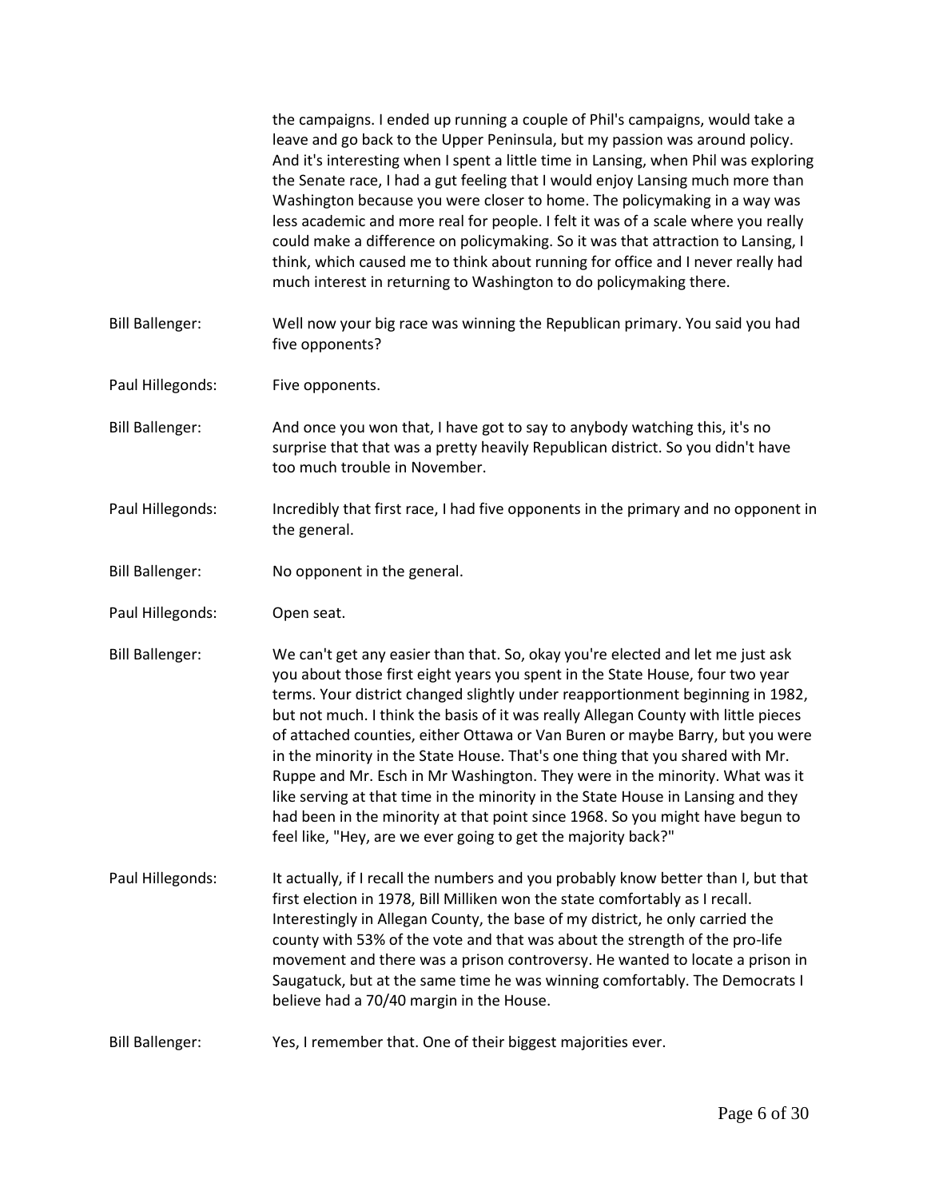the campaigns. I ended up running a couple of Phil's campaigns, would take a leave and go back to the Upper Peninsula, but my passion was around policy. And it's interesting when I spent a little time in Lansing, when Phil was exploring the Senate race, I had a gut feeling that I would enjoy Lansing much more than Washington because you were closer to home. The policymaking in a way was less academic and more real for people. I felt it was of a scale where you really could make a difference on policymaking. So it was that attraction to Lansing, I think, which caused me to think about running for office and I never really had much interest in returning to Washington to do policymaking there.

Bill Ballenger: Well now your big race was winning the Republican primary. You said you had five opponents?

Paul Hillegonds: Five opponents.

Bill Ballenger: And once you won that, I have got to say to anybody watching this, it's no surprise that that was a pretty heavily Republican district. So you didn't have too much trouble in November.

Paul Hillegonds: Incredibly that first race, I had five opponents in the primary and no opponent in the general.

Bill Ballenger: No opponent in the general.

Paul Hillegonds: Open seat.

Bill Ballenger: We can't get any easier than that. So, okay you're elected and let me just ask you about those first eight years you spent in the State House, four two year terms. Your district changed slightly under reapportionment beginning in 1982, but not much. I think the basis of it was really Allegan County with little pieces of attached counties, either Ottawa or Van Buren or maybe Barry, but you were in the minority in the State House. That's one thing that you shared with Mr. Ruppe and Mr. Esch in Mr Washington. They were in the minority. What was it like serving at that time in the minority in the State House in Lansing and they had been in the minority at that point since 1968. So you might have begun to feel like, "Hey, are we ever going to get the majority back?"

Paul Hillegonds: It actually, if I recall the numbers and you probably know better than I, but that first election in 1978, Bill Milliken won the state comfortably as I recall. Interestingly in Allegan County, the base of my district, he only carried the county with 53% of the vote and that was about the strength of the pro-life movement and there was a prison controversy. He wanted to locate a prison in Saugatuck, but at the same time he was winning comfortably. The Democrats I believe had a 70/40 margin in the House.

Bill Ballenger: Yes, I remember that. One of their biggest majorities ever.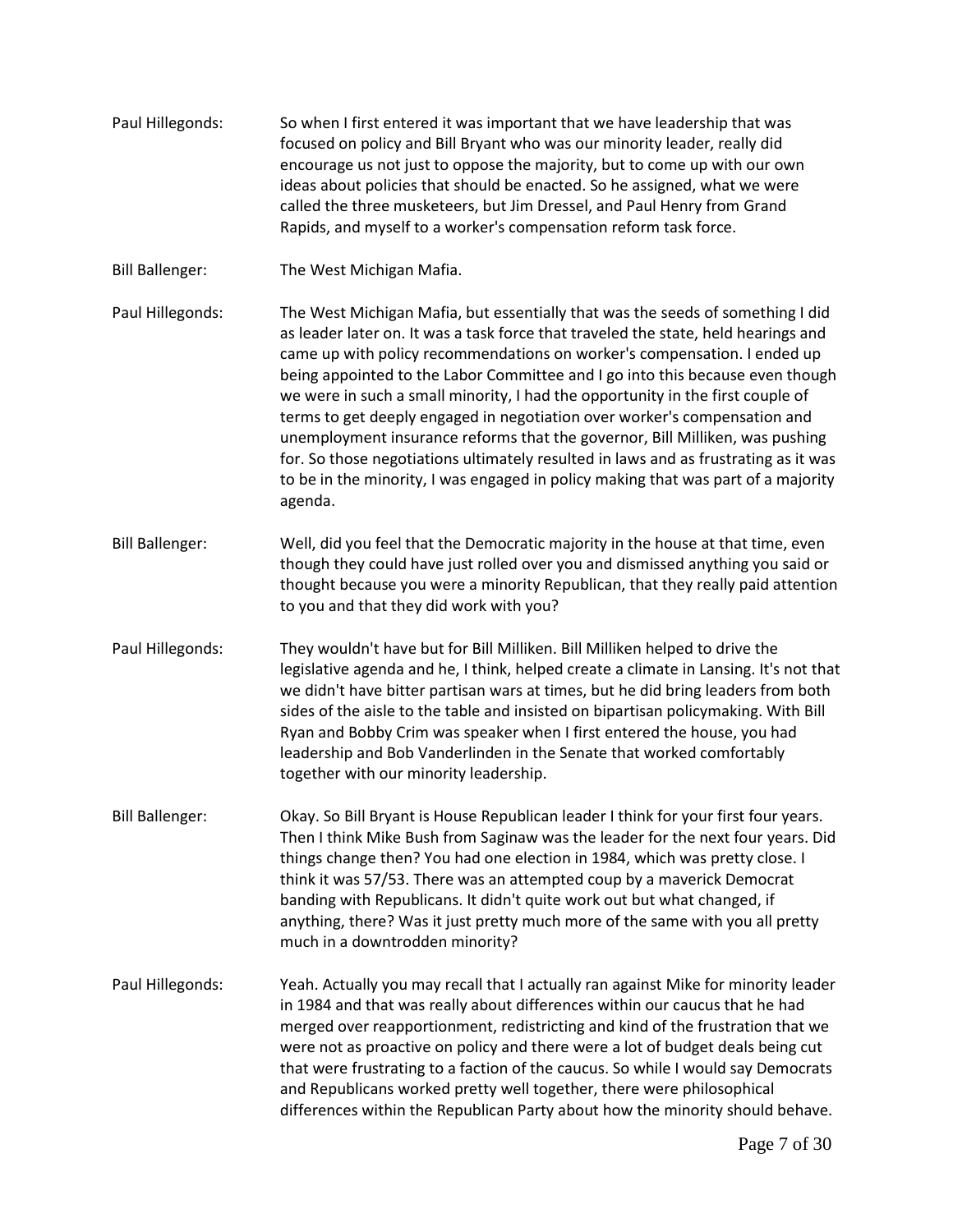Paul Hillegonds: So when I first entered it was important that we have leadership that was focused on policy and Bill Bryant who was our minority leader, really did encourage us not just to oppose the majority, but to come up with our own ideas about policies that should be enacted. So he assigned, what we were called the three musketeers, but Jim Dressel, and Paul Henry from Grand Rapids, and myself to a worker's compensation reform task force.

Bill Ballenger: The West Michigan Mafia.

Paul Hillegonds: The West Michigan Mafia, but essentially that was the seeds of something I did as leader later on. It was a task force that traveled the state, held hearings and came up with policy recommendations on worker's compensation. I ended up being appointed to the Labor Committee and I go into this because even though we were in such a small minority, I had the opportunity in the first couple of terms to get deeply engaged in negotiation over worker's compensation and unemployment insurance reforms that the governor, Bill Milliken, was pushing for. So those negotiations ultimately resulted in laws and as frustrating as it was to be in the minority, I was engaged in policy making that was part of a majority agenda.

Bill Ballenger: Well, did you feel that the Democratic majority in the house at that time, even though they could have just rolled over you and dismissed anything you said or thought because you were a minority Republican, that they really paid attention to you and that they did work with you?

Paul Hillegonds: They wouldn't have but for Bill Milliken. Bill Milliken helped to drive the legislative agenda and he, I think, helped create a climate in Lansing. It's not that we didn't have bitter partisan wars at times, but he did bring leaders from both sides of the aisle to the table and insisted on bipartisan policymaking. With Bill Ryan and Bobby Crim was speaker when I first entered the house, you had leadership and Bob Vanderlinden in the Senate that worked comfortably together with our minority leadership.

Bill Ballenger: Okay. So Bill Bryant is House Republican leader I think for your first four years. Then I think Mike Bush from Saginaw was the leader for the next four years. Did things change then? You had one election in 1984, which was pretty close. I think it was 57/53. There was an attempted coup by a maverick Democrat banding with Republicans. It didn't quite work out but what changed, if anything, there? Was it just pretty much more of the same with you all pretty much in a downtrodden minority?

Paul Hillegonds: Yeah. Actually you may recall that I actually ran against Mike for minority leader in 1984 and that was really about differences within our caucus that he had merged over reapportionment, redistricting and kind of the frustration that we were not as proactive on policy and there were a lot of budget deals being cut that were frustrating to a faction of the caucus. So while I would say Democrats and Republicans worked pretty well together, there were philosophical differences within the Republican Party about how the minority should behave.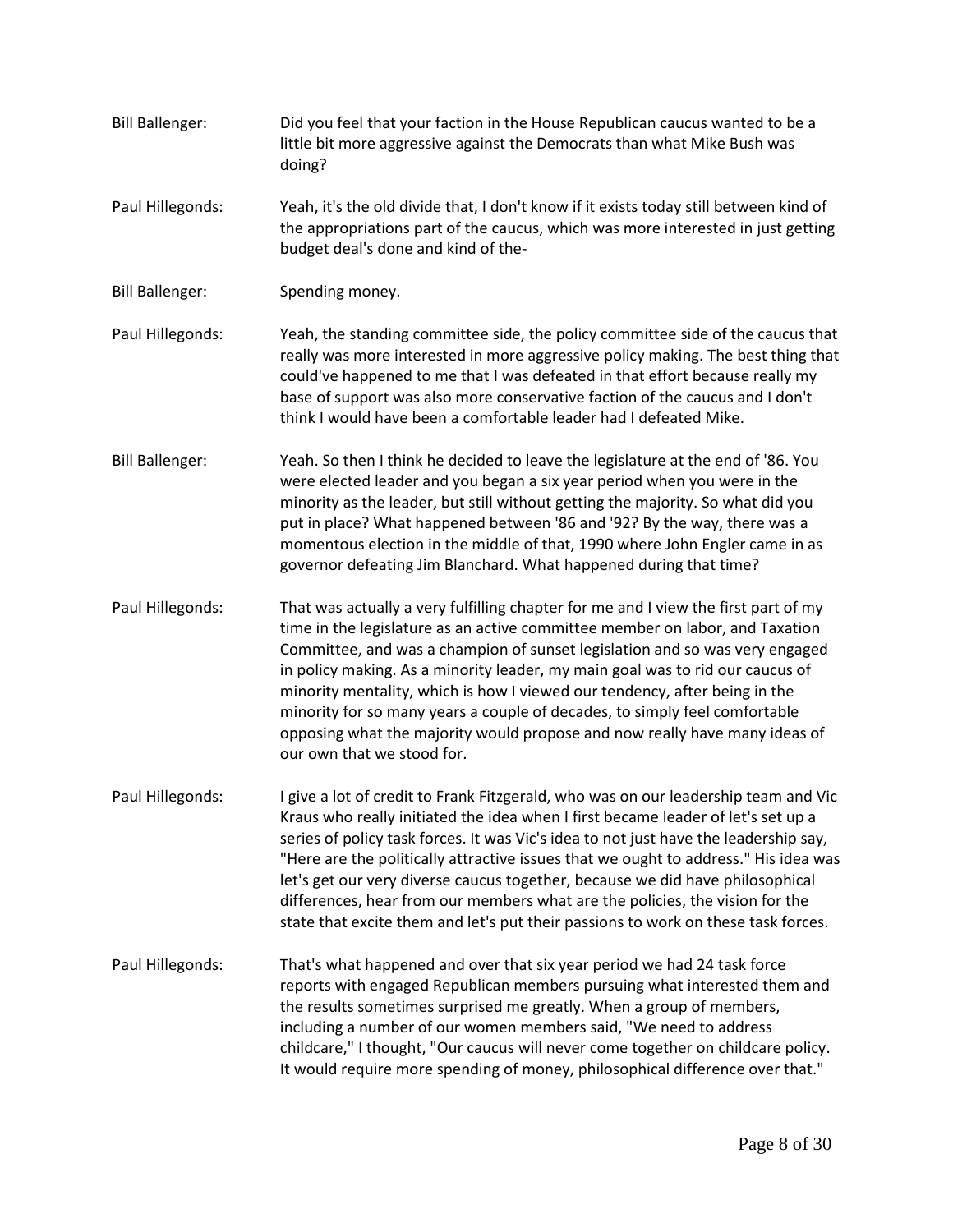Bill Ballenger: Did you feel that your faction in the House Republican caucus wanted to be a little bit more aggressive against the Democrats than what Mike Bush was doing?

Paul Hillegonds: Yeah, it's the old divide that, I don't know if it exists today still between kind of the appropriations part of the caucus, which was more interested in just getting budget deal's done and kind of the-

Bill Ballenger: Spending money.

Paul Hillegonds: Yeah, the standing committee side, the policy committee side of the caucus that really was more interested in more aggressive policy making. The best thing that could've happened to me that I was defeated in that effort because really my base of support was also more conservative faction of the caucus and I don't think I would have been a comfortable leader had I defeated Mike.

Bill Ballenger: Yeah. So then I think he decided to leave the legislature at the end of '86. You were elected leader and you began a six year period when you were in the minority as the leader, but still without getting the majority. So what did you put in place? What happened between '86 and '92? By the way, there was a momentous election in the middle of that, 1990 where John Engler came in as governor defeating Jim Blanchard. What happened during that time?

Paul Hillegonds: That was actually a very fulfilling chapter for me and I view the first part of my time in the legislature as an active committee member on labor, and Taxation Committee, and was a champion of sunset legislation and so was very engaged in policy making. As a minority leader, my main goal was to rid our caucus of minority mentality, which is how I viewed our tendency, after being in the minority for so many years a couple of decades, to simply feel comfortable opposing what the majority would propose and now really have many ideas of our own that we stood for.

Paul Hillegonds: I give a lot of credit to Frank Fitzgerald, who was on our leadership team and Vic Kraus who really initiated the idea when I first became leader of let's set up a series of policy task forces. It was Vic's idea to not just have the leadership say, "Here are the politically attractive issues that we ought to address." His idea was let's get our very diverse caucus together, because we did have philosophical differences, hear from our members what are the policies, the vision for the state that excite them and let's put their passions to work on these task forces.

Paul Hillegonds: That's what happened and over that six year period we had 24 task force reports with engaged Republican members pursuing what interested them and the results sometimes surprised me greatly. When a group of members, including a number of our women members said, "We need to address childcare," I thought, "Our caucus will never come together on childcare policy. It would require more spending of money, philosophical difference over that."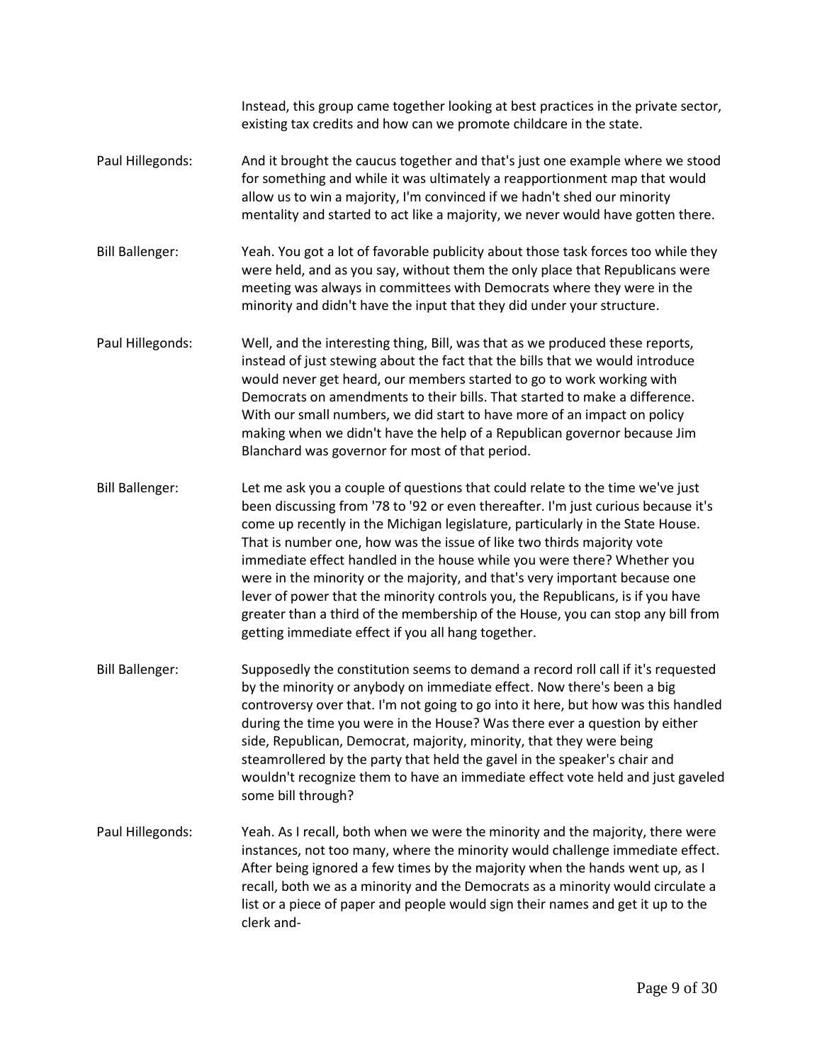Instead, this group came together looking at best practices in the private sector, existing tax credits and how can we promote childcare in the state.

**Paul Hillegonds:** And it brought the caucus together and that's just one example where we stood for something and while it was ultimately a reapportionment map that would allow us to win a majority, I'm convinced if we hadn't shed our minority mentality and started to act like a majority, we never would have gotten there.

**Bill Ballenger:** Yeah. You got a lot of favorable publicity about those task forces too while they were held, and as you say, without them the only place that Republicans were meeting was always in committees with Democrats where they were in the minority and didn't have the input that they did under your structure.

**Paul Hillegonds:** Well, and the interesting thing, Bill, was that as we produced these reports, instead of just stewing about the fact that the bills that we would introduce would never get heard, our members started to go to work working with Democrats on amendments to their bills. That started to make a difference. With our small numbers, we did start to have more of an impact on policy making when we didn't have the help of a Republican governor because Jim Blanchard was governor for most of that period.

**Bill Ballenger:** Let me ask you a couple of questions that could relate to the time we've just been discussing from '78 to '92 or even thereafter. I'm just curious because it's come up recently in the Michigan legislature, particularly in the State House. That is number one, how was the issue of like two thirds majority vote immediate effect handled in the house while you were there? Whether you were in the minority or the majority, and that's very important because one lever of power that the minority controls you, the Republicans, is if you have greater than a third of the membership of the House, you can stop any bill from getting immediate effect if you all hang together.

**Bill Ballenger:** Supposedly the constitution seems to demand a record roll call if it's requested by the minority or anybody on immediate effect. Now there's been a big controversy over that. I'm not going to go into it here, but how was this handled during the time you were in the House? Was there ever a question by either side, Republican, Democrat, majority, minority, that they were being steamrollered by the party that held the gavel in the speaker's chair and wouldn't recognize them to have an immediate effect vote held and just gaveled some bill through?

**Paul Hillegonds:** Yeah. As I recall, both when we were the minority and the majority, there were instances, not too many, where the minority would challenge immediate effect. After being ignored a few times by the majority when the hands went up, as I recall, both we as a minority and the Democrats as a minority would circulate a list or a piece of paper and people would sign their names and get it up to the clerk and-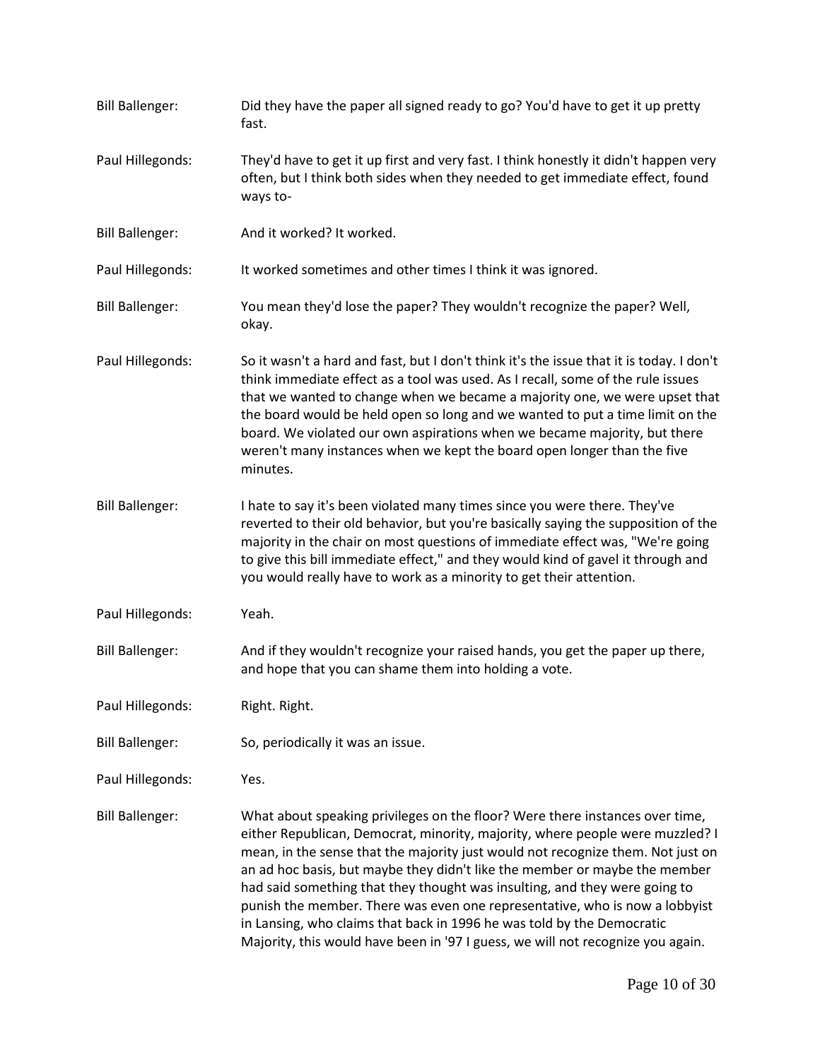Bill Ballenger: Did they have the paper all signed ready to go? You'd have to get it up pretty fast.

Paul Hillegonds: They'd have to get it up first and very fast. I think honestly it didn't happen very often, but I think both sides when they needed to get immediate effect, found ways to-

Bill Ballenger: And it worked? It worked.

Paul Hillegonds: It worked sometimes and other times I think it was ignored.

Bill Ballenger: You mean they'd lose the paper? They wouldn't recognize the paper? Well, okay.

Paul Hillegonds: So it wasn't a hard and fast, but I don't think it's the issue that it is today. I don't think immediate effect as a tool was used. As I recall, some of the rule issues that we wanted to change when we became a majority one, we were upset that the board would be held open so long and we wanted to put a time limit on the board. We violated our own aspirations when we became majority, but there weren't many instances when we kept the board open longer than the five minutes.

Bill Ballenger: I hate to say it's been violated many times since you were there. They've reverted to their old behavior, but you're basically saying the supposition of the majority in the chair on most questions of immediate effect was, "We're going to give this bill immediate effect," and they would kind of gavel it through and you would really have to work as a minority to get their attention.

Paul Hillegonds: Yeah.

Bill Ballenger: And if they wouldn't recognize your raised hands, you get the paper up there, and hope that you can shame them into holding a vote.

Paul Hillegonds: Right. Right.

Bill Ballenger: So, periodically it was an issue.

Paul Hillegonds: Yes.

Bill Ballenger: What about speaking privileges on the floor? Were there instances over time, either Republican, Democrat, minority, majority, where people were muzzled? I mean, in the sense that the majority just would not recognize them. Not just on an ad hoc basis, but maybe they didn't like the member or maybe the member had said something that they thought was insulting, and they were going to punish the member. There was even one representative, who is now a lobbyist in Lansing, who claims that back in 1996 he was told by the Democratic Majority, this would have been in '97 I guess, we will not recognize you again.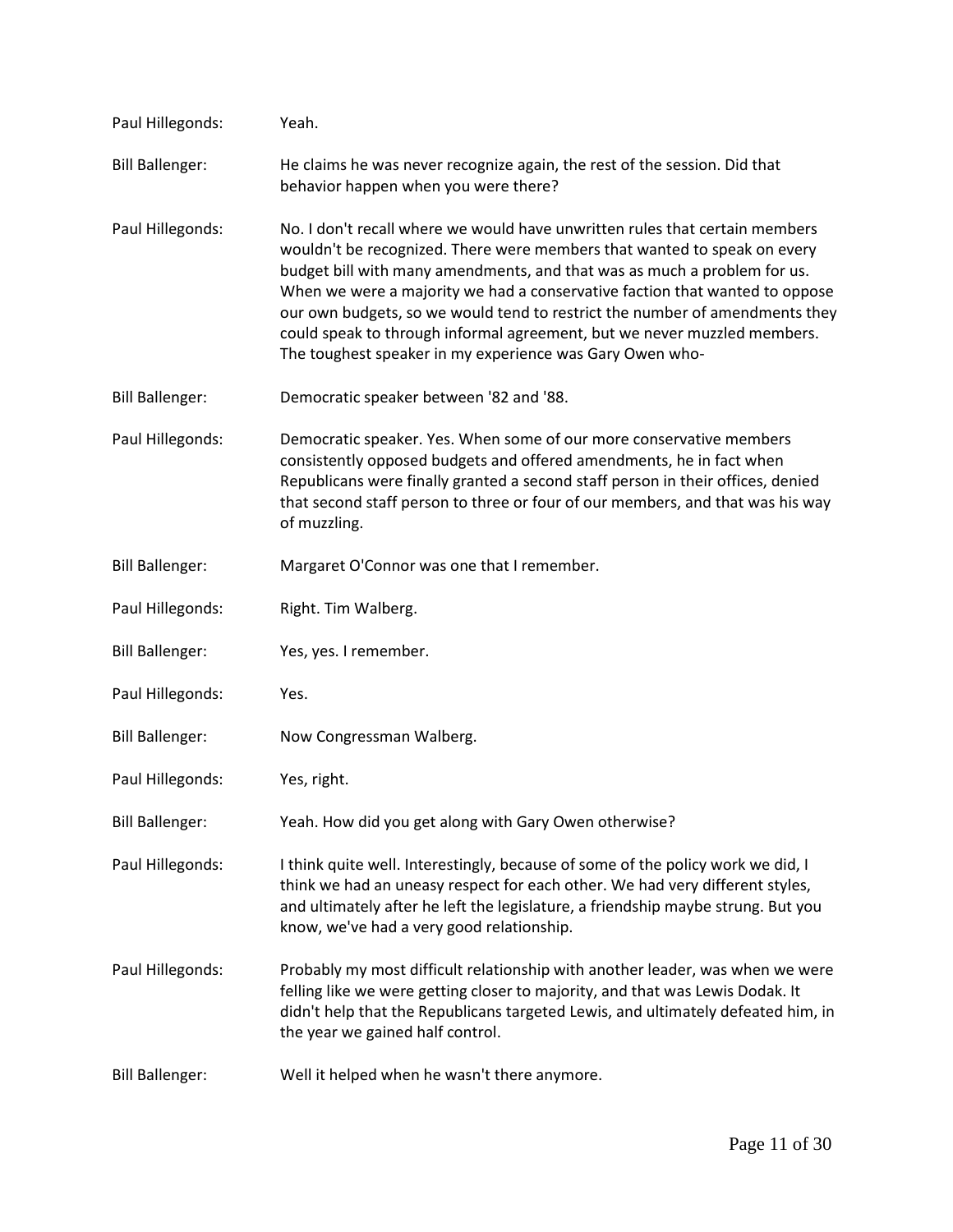Paul Hillegonds: Yeah.

Bill Ballenger: He claims he was never recognize again, the rest of the session. Did that behavior happen when you were there?

Paul Hillegonds: No. I don't recall where we would have unwritten rules that certain members wouldn't be recognized. There were members that wanted to speak on every budget bill with many amendments, and that was as much a problem for us. When we were a majority we had a conservative faction that wanted to oppose our own budgets, so we would tend to restrict the number of amendments they could speak to through informal agreement, but we never muzzled members. The toughest speaker in my experience was Gary Owen who-

Bill Ballenger: Democratic speaker between '82 and '88.

Paul Hillegonds: Democratic speaker. Yes. When some of our more conservative members consistently opposed budgets and offered amendments, he in fact when Republicans were finally granted a second staff person in their offices, denied that second staff person to three or four of our members, and that was his way of muzzling.

Bill Ballenger: Margaret O'Connor was one that I remember.

Paul Hillegonds: Right. Tim Walberg.

Bill Ballenger: Yes, yes. I remember.

Paul Hillegonds: Yes.

Bill Ballenger: Now Congressman Walberg.

Paul Hillegonds: Yes, right.

Bill Ballenger: Yeah. How did you get along with Gary Owen otherwise?

Paul Hillegonds: I think quite well. Interestingly, because of some of the policy work we did, I think we had an uneasy respect for each other. We had very different styles, and ultimately after he left the legislature, a friendship maybe strung. But you know, we've had a very good relationship.

Paul Hillegonds: Probably my most difficult relationship with another leader, was when we were felling like we were getting closer to majority, and that was Lewis Dodak. It didn't help that the Republicans targeted Lewis, and ultimately defeated him, in the year we gained half control.

Bill Ballenger: Well it helped when he wasn't there anymore.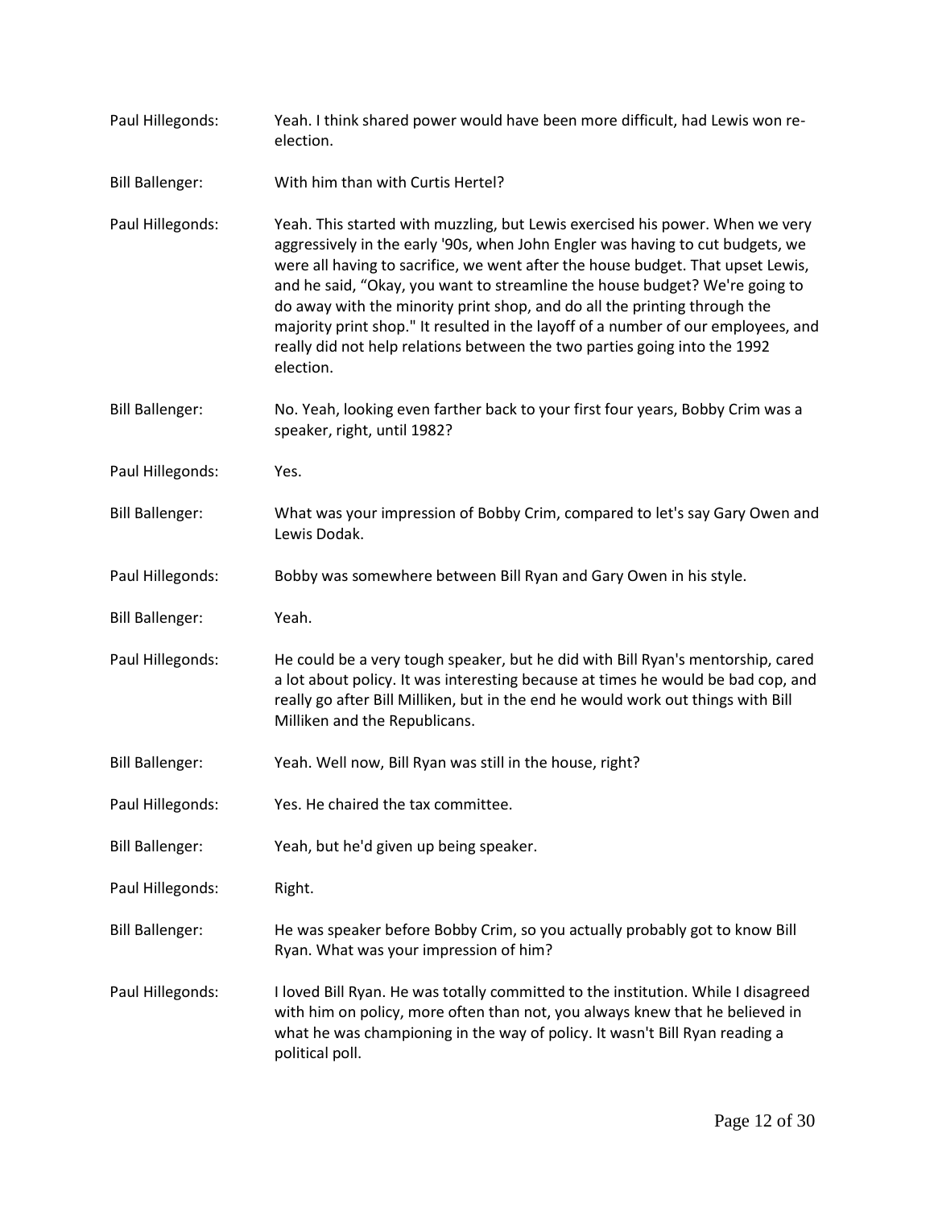Paul Hillegonds: Yeah. I think shared power would have been more difficult, had Lewis won re-election.

Bill Ballenger: With him than with Curtis Hertel?

Paul Hillegonds: Yeah. This started with muzzling, but Lewis exercised his power. When we very aggressively in the early '90s, when John Engler was having to cut budgets, we were all having to sacrifice, we went after the house budget. That upset Lewis, and he said, "Okay, you want to streamline the house budget? We're going to do away with the minority print shop, and do all the printing through the majority print shop." It resulted in the layoff of a number of our employees, and really did not help relations between the two parties going into the 1992 election.

Bill Ballenger: No. Yeah, looking even farther back to your first four years, Bobby Crim was a speaker, right, until 1982?

Paul Hillegonds: Yes.

Bill Ballenger: What was your impression of Bobby Crim, compared to let's say Gary Owen and Lewis Dodak.

Paul Hillegonds: Bobby was somewhere between Bill Ryan and Gary Owen in his style.

Bill Ballenger: Yeah.

Paul Hillegonds: He could be a very tough speaker, but he did with Bill Ryan's mentorship, cared a lot about policy. It was interesting because at times he would be bad cop, and really go after Bill Milliken, but in the end he would work out things with Bill Milliken and the Republicans.

Bill Ballenger: Yeah. Well now, Bill Ryan was still in the house, right?

Paul Hillegonds: Yes. He chaired the tax committee.

Bill Ballenger: Yeah, but he'd given up being speaker.

Paul Hillegonds: Right.

Bill Ballenger: He was speaker before Bobby Crim, so you actually probably got to know Bill Ryan. What was your impression of him?

Paul Hillegonds: I loved Bill Ryan. He was totally committed to the institution. While I disagreed with him on policy, more often than not, you always knew that he believed in what he was championing in the way of policy. It wasn't Bill Ryan reading a political poll.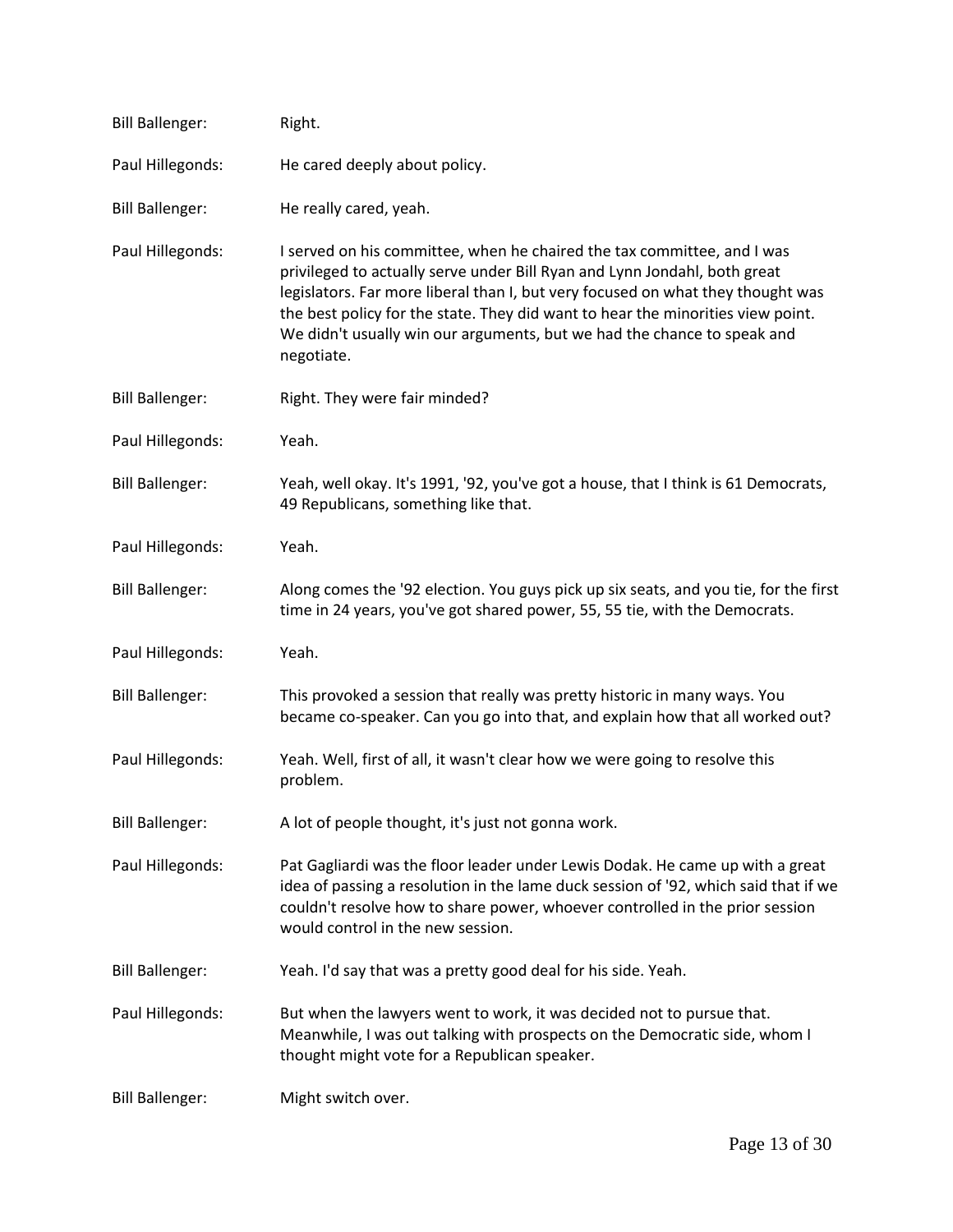Bill Ballenger: Right.

Paul Hillegonds: He cared deeply about policy.

Bill Ballenger: He really cared, yeah.

Paul Hillegonds: I served on his committee, when he chaired the tax committee, and I was privileged to actually serve under Bill Ryan and Lynn Jondahl, both great legislators. Far more liberal than I, but very focused on what they thought was the best policy for the state. They did want to hear the minorities view point. We didn't usually win our arguments, but we had the chance to speak and negotiate.

Bill Ballenger: Right. They were fair minded?

Paul Hillegonds: Yeah.

Bill Ballenger: Yeah, well okay. It's 1991, '92, you've got a house, that I think is 61 Democrats, 49 Republicans, something like that.

Paul Hillegonds: Yeah.

Bill Ballenger: Along comes the '92 election. You guys pick up six seats, and you tie, for the first time in 24 years, you've got shared power, 55, 55 tie, with the Democrats.

Paul Hillegonds: Yeah.

Bill Ballenger: This provoked a session that really was pretty historic in many ways. You became co-speaker. Can you go into that, and explain how that all worked out?

Paul Hillegonds: Yeah. Well, first of all, it wasn't clear how we were going to resolve this problem.

Bill Ballenger: A lot of people thought, it's just not gonna work.

Paul Hillegonds: Pat Gagliardi was the floor leader under Lewis Dodak. He came up with a great idea of passing a resolution in the lame duck session of '92, which said that if we couldn't resolve how to share power, whoever controlled in the prior session would control in the new session.

Bill Ballenger: Yeah. I'd say that was a pretty good deal for his side. Yeah.

Paul Hillegonds: But when the lawyers went to work, it was decided not to pursue that. Meanwhile, I was out talking with prospects on the Democratic side, whom I thought might vote for a Republican speaker.

Bill Ballenger: Might switch over.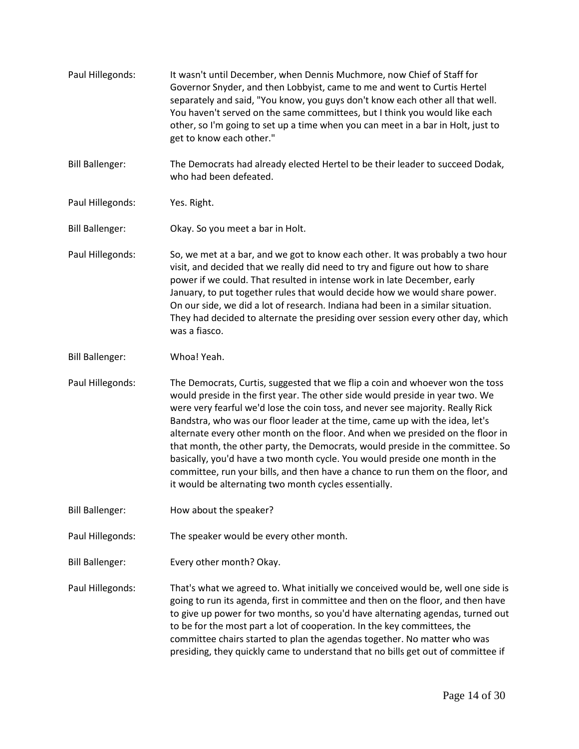Paul Hillegonds: It wasn't until December, when Dennis Muchmore, now Chief of Staff for Governor Snyder, and then Lobbyist, came to me and went to Curtis Hertel separately and said, "You know, you guys don't know each other all that well. You haven't served on the same committees, but I think you would like each other, so I'm going to set up a time when you can meet in a bar in Holt, just to get to know each other."

Bill Ballenger: The Democrats had already elected Hertel to be their leader to succeed Dodak, who had been defeated.

Paul Hillegonds: Yes. Right.

Bill Ballenger: Okay. So you meet a bar in Holt.

Paul Hillegonds: So, we met at a bar, and we got to know each other. It was probably a two hour visit, and decided that we really did need to try and figure out how to share power if we could. That resulted in intense work in late December, early January, to put together rules that would decide how we would share power. On our side, we did a lot of research. Indiana had been in a similar situation. They had decided to alternate the presiding over session every other day, which was a fiasco.

Bill Ballenger: Whoa! Yeah.

Paul Hillegonds: The Democrats, Curtis, suggested that we flip a coin and whoever won the toss would preside in the first year. The other side would preside in year two. We were very fearful we'd lose the coin toss, and never see majority. Really Rick Bandstra, who was our floor leader at the time, came up with the idea, let's alternate every other month on the floor. And when we presided on the floor in that month, the other party, the Democrats, would preside in the committee. So basically, you'd have a two month cycle. You would preside one month in the committee, run your bills, and then have a chance to run them on the floor, and it would be alternating two month cycles essentially.

Bill Ballenger: How about the speaker?

Paul Hillegonds: The speaker would be every other month.

Bill Ballenger: Every other month? Okay.

Paul Hillegonds: That's what we agreed to. What initially we conceived would be, well one side is going to run its agenda, first in committee and then on the floor, and then have to give up power for two months, so you'd have alternating agendas, turned out to be for the most part a lot of cooperation. In the key committees, the committee chairs started to plan the agendas together. No matter who was presiding, they quickly came to understand that no bills get out of committee if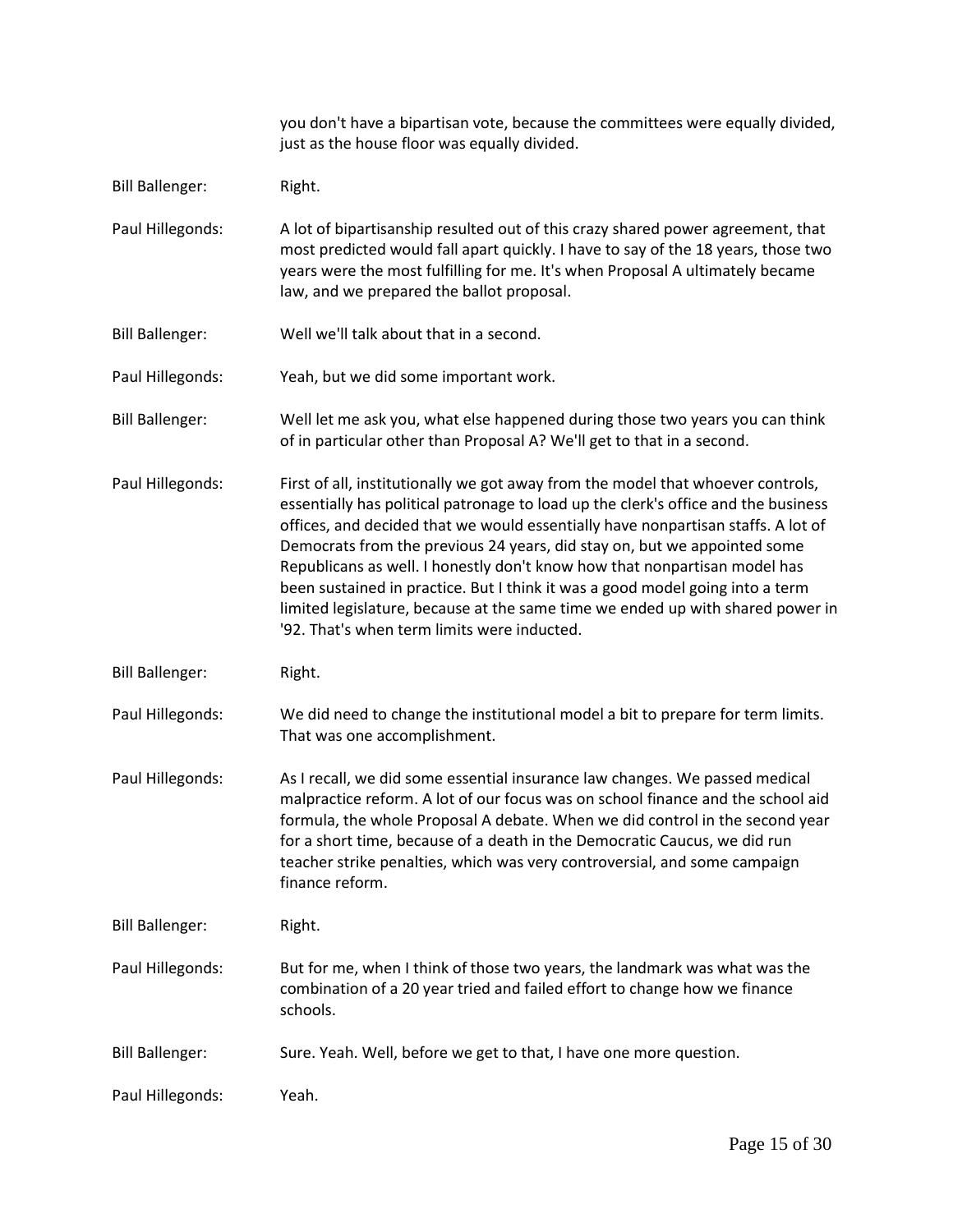you don't have a bipartisan vote, because the committees were equally divided, just as the house floor was equally divided.

Bill Ballenger: Right.

Paul Hillegonds: A lot of bipartisanship resulted out of this crazy shared power agreement, that most predicted would fall apart quickly. I have to say of the 18 years, those two years were the most fulfilling for me. It's when Proposal A ultimately became law, and we prepared the ballot proposal.

Bill Ballenger: Well we'll talk about that in a second.

Paul Hillegonds: Yeah, but we did some important work.

Bill Ballenger: Well let me ask you, what else happened during those two years you can think of in particular other than Proposal A? We'll get to that in a second.

Paul Hillegonds: First of all, institutionally we got away from the model that whoever controls, essentially has political patronage to load up the clerk's office and the business offices, and decided that we would essentially have nonpartisan staffs. A lot of Democrats from the previous 24 years, did stay on, but we appointed some Republicans as well. I honestly don't know how that nonpartisan model has been sustained in practice. But I think it was a good model going into a term limited legislature, because at the same time we ended up with shared power in '92. That's when term limits were inducted.

Bill Ballenger: Right.

Paul Hillegonds: We did need to change the institutional model a bit to prepare for term limits. That was one accomplishment.

Paul Hillegonds: As I recall, we did some essential insurance law changes. We passed medical malpractice reform. A lot of our focus was on school finance and the school aid formula, the whole Proposal A debate. When we did control in the second year for a short time, because of a death in the Democratic Caucus, we did run teacher strike penalties, which was very controversial, and some campaign finance reform.

Bill Ballenger: Right.

Paul Hillegonds: But for me, when I think of those two years, the landmark was what was the combination of a 20 year tried and failed effort to change how we finance schools.

Bill Ballenger: Sure. Yeah. Well, before we get to that, I have one more question.

Paul Hillegonds: Yeah.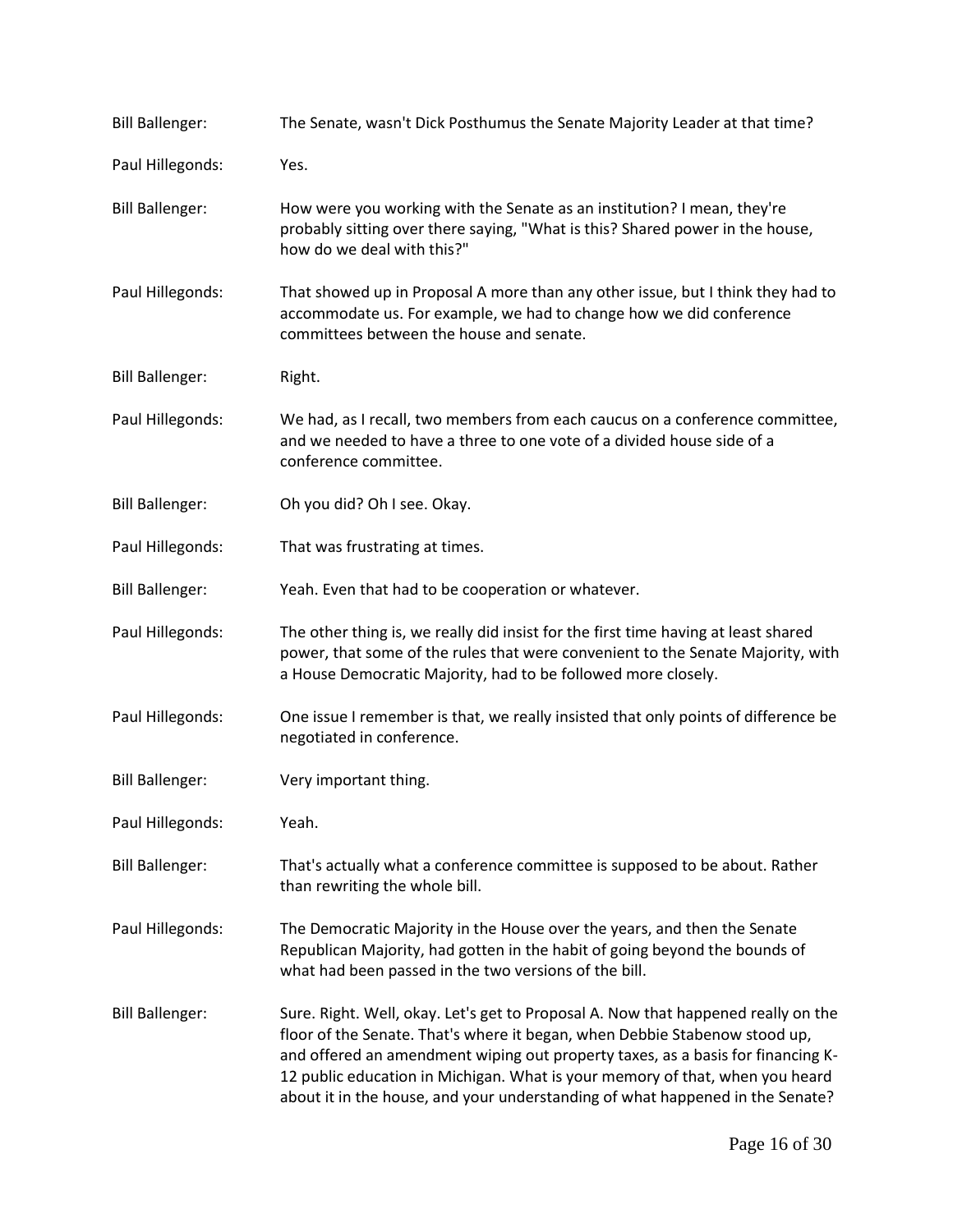Bill Ballenger: The Senate, wasn't Dick Posthumus the Senate Majority Leader at that time?

Paul Hillegonds: Yes.

Bill Ballenger: How were you working with the Senate as an institution? I mean, they're probably sitting over there saying, "What is this? Shared power in the house, how do we deal with this?"

Paul Hillegonds: That showed up in Proposal A more than any other issue, but I think they had to accommodate us. For example, we had to change how we did conference committees between the house and senate.

Bill Ballenger: Right.

Paul Hillegonds: We had, as I recall, two members from each caucus on a conference committee, and we needed to have a three to one vote of a divided house side of a conference committee.

Bill Ballenger: Oh you did? Oh I see. Okay.

Paul Hillegonds: That was frustrating at times.

Bill Ballenger: Yeah. Even that had to be cooperation or whatever.

Paul Hillegonds: The other thing is, we really did insist for the first time having at least shared power, that some of the rules that were convenient to the Senate Majority, with a House Democratic Majority, had to be followed more closely.

Paul Hillegonds: One issue I remember is that, we really insisted that only points of difference be negotiated in conference.

Bill Ballenger: Very important thing.

Paul Hillegonds: Yeah.

Bill Ballenger: That's actually what a conference committee is supposed to be about. Rather than rewriting the whole bill.

Paul Hillegonds: The Democratic Majority in the House over the years, and then the Senate Republican Majority, had gotten in the habit of going beyond the bounds of what had been passed in the two versions of the bill.

Bill Ballenger: Sure. Right. Well, okay. Let's get to Proposal A. Now that happened really on the floor of the Senate. That's where it began, when Debbie Stabenow stood up, and offered an amendment wiping out property taxes, as a basis for financing K-12 public education in Michigan. What is your memory of that, when you heard about it in the house, and your understanding of what happened in the Senate?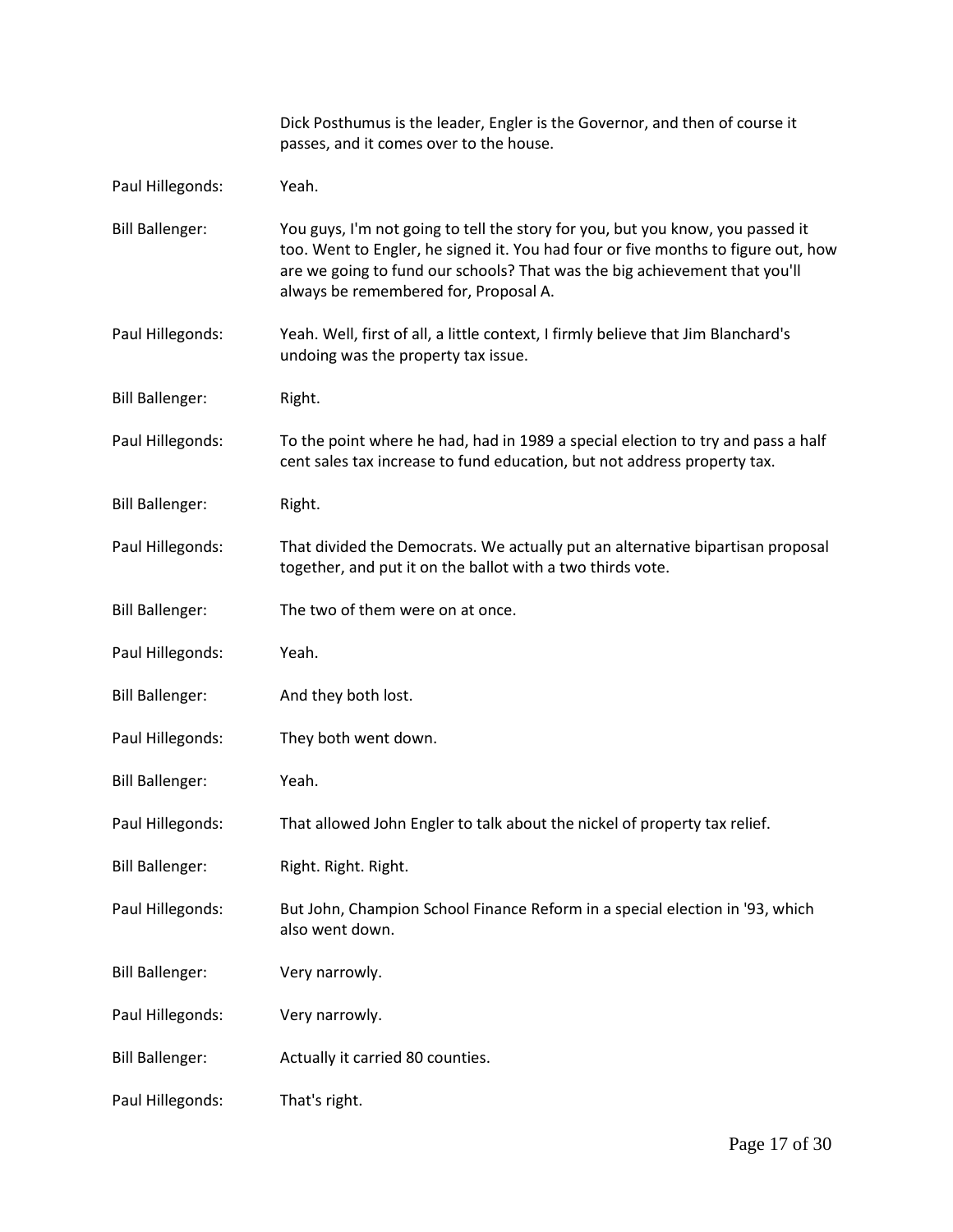Dick Posthumus is the leader, Engler is the Governor, and then of course it passes, and it comes over to the house.

Paul Hillegonds: Yeah.

Bill Ballenger: You guys, I'm not going to tell the story for you, but you know, you passed it too. Went to Engler, he signed it. You had four or five months to figure out, how are we going to fund our schools? That was the big achievement that you'll always be remembered for, Proposal A.

Paul Hillegonds: Yeah. Well, first of all, a little context, I firmly believe that Jim Blanchard's undoing was the property tax issue.

Bill Ballenger: Right.

Paul Hillegonds: To the point where he had, had in 1989 a special election to try and pass a half cent sales tax increase to fund education, but not address property tax.

Bill Ballenger: Right.

Paul Hillegonds: That divided the Democrats. We actually put an alternative bipartisan proposal together, and put it on the ballot with a two thirds vote.

Bill Ballenger: The two of them were on at once.

Paul Hillegonds: Yeah.

Bill Ballenger: And they both lost.

Paul Hillegonds: They both went down.

Bill Ballenger: Yeah.

Paul Hillegonds: That allowed John Engler to talk about the nickel of property tax relief.

Bill Ballenger: Right. Right. Right.

Paul Hillegonds: But John, Champion School Finance Reform in a special election in '93, which also went down.

Bill Ballenger: Very narrowly.

Paul Hillegonds: Very narrowly.

Bill Ballenger: Actually it carried 80 counties.

Paul Hillegonds: That's right.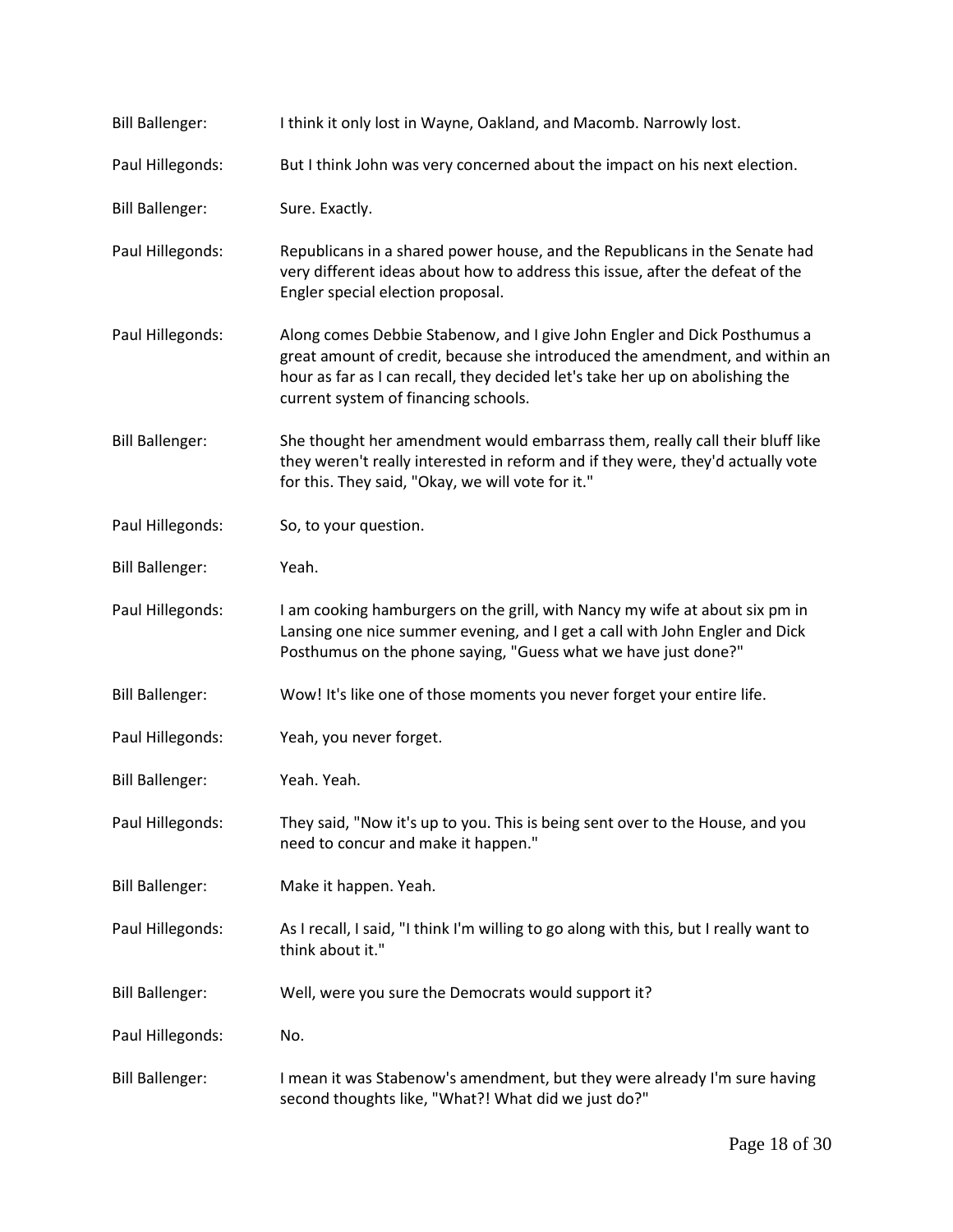Bill Ballenger: I think it only lost in Wayne, Oakland, and Macomb. Narrowly lost.

Paul Hillegonds: But I think John was very concerned about the impact on his next election.

Bill Ballenger: Sure. Exactly.

Paul Hillegonds: Republicans in a shared power house, and the Republicans in the Senate had very different ideas about how to address this issue, after the defeat of the Engler special election proposal.

Paul Hillegonds: Along comes Debbie Stabenow, and I give John Engler and Dick Posthumus a great amount of credit, because she introduced the amendment, and within an hour as far as I can recall, they decided let's take her up on abolishing the current system of financing schools.

Bill Ballenger: She thought her amendment would embarrass them, really call their bluff like they weren't really interested in reform and if they were, they'd actually vote for this. They said, "Okay, we will vote for it."

Paul Hillegonds: So, to your question.

Bill Ballenger: Yeah.

Paul Hillegonds: I am cooking hamburgers on the grill, with Nancy my wife at about six pm in Lansing one nice summer evening, and I get a call with John Engler and Dick Posthumus on the phone saying, "Guess what we have just done?"

Bill Ballenger: Wow! It's like one of those moments you never forget your entire life.

Paul Hillegonds: Yeah, you never forget.

Bill Ballenger: Yeah. Yeah.

Paul Hillegonds: They said, "Now it's up to you. This is being sent over to the House, and you need to concur and make it happen."

Bill Ballenger: Make it happen. Yeah.

Paul Hillegonds: As I recall, I said, "I think I'm willing to go along with this, but I really want to think about it."

Bill Ballenger: Well, were you sure the Democrats would support it?

Paul Hillegonds: No.

Bill Ballenger: I mean it was Stabenow's amendment, but they were already I'm sure having second thoughts like, "What?! What did we just do?"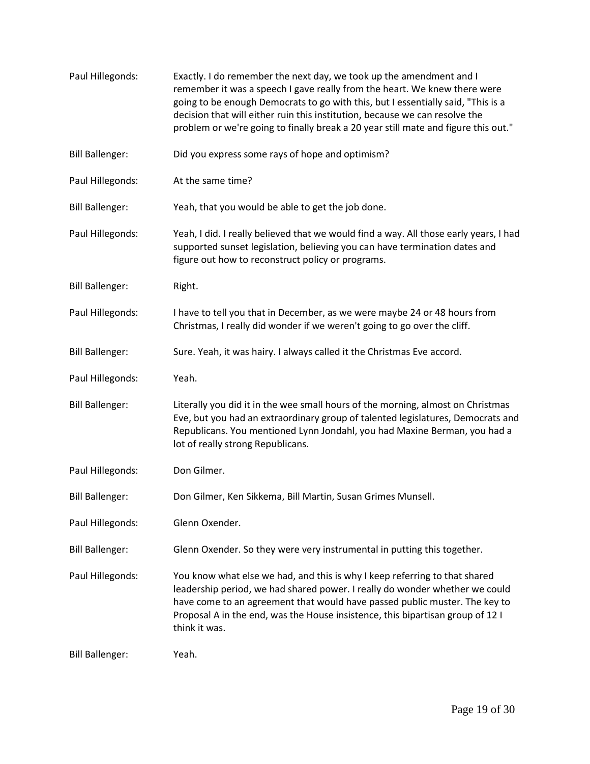Paul Hillegonds: Exactly. I do remember the next day, we took up the amendment and I remember it was a speech I gave really from the heart. We knew there were going to be enough Democrats to go with this, but I essentially said, "This is a decision that will either ruin this institution, because we can resolve the problem or we're going to finally break a 20 year still mate and figure this out."

Bill Ballenger: Did you express some rays of hope and optimism?

Paul Hillegonds: At the same time?

Bill Ballenger: Yeah, that you would be able to get the job done.

Paul Hillegonds: Yeah, I did. I really believed that we would find a way. All those early years, I had supported sunset legislation, believing you can have termination dates and figure out how to reconstruct policy or programs.

Bill Ballenger: Right.

Paul Hillegonds: I have to tell you that in December, as we were maybe 24 or 48 hours from Christmas, I really did wonder if we weren't going to go over the cliff.

Bill Ballenger: Sure. Yeah, it was hairy. I always called it the Christmas Eve accord.

Paul Hillegonds: Yeah.

Bill Ballenger: Literally you did it in the wee small hours of the morning, almost on Christmas Eve, but you had an extraordinary group of talented legislatures, Democrats and Republicans. You mentioned Lynn Jondahl, you had Maxine Berman, you had a lot of really strong Republicans.

Paul Hillegonds: Don Gilmer.

Bill Ballenger: Don Gilmer, Ken Sikkema, Bill Martin, Susan Grimes Munsell.

Paul Hillegonds: Glenn Oxender.

Bill Ballenger: Glenn Oxender. So they were very instrumental in putting this together.

Paul Hillegonds: You know what else we had, and this is why I keep referring to that shared leadership period, we had shared power. I really do wonder whether we could have come to an agreement that would have passed public muster. The key to Proposal A in the end, was the House insistence, this bipartisan group of 12 I think it was.

Bill Ballenger: Yeah.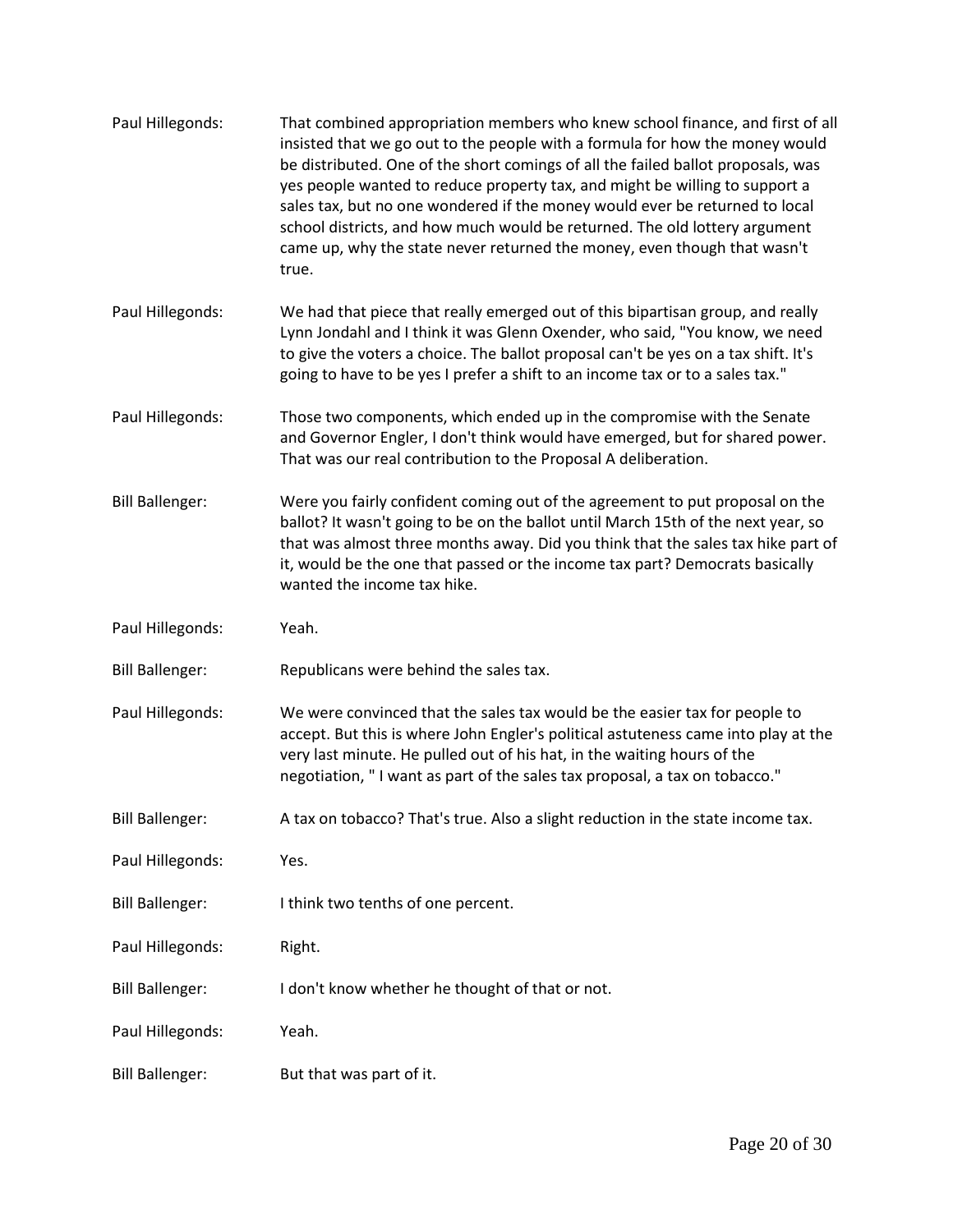Paul Hillegonds: That combined appropriation members who knew school finance, and first of all insisted that we go out to the people with a formula for how the money would be distributed. One of the short comings of all the failed ballot proposals, was yes people wanted to reduce property tax, and might be willing to support a sales tax, but no one wondered if the money would ever be returned to local school districts, and how much would be returned. The old lottery argument came up, why the state never returned the money, even though that wasn't true.

Paul Hillegonds: We had that piece that really emerged out of this bipartisan group, and really Lynn Jondahl and I think it was Glenn Oxender, who said, "You know, we need to give the voters a choice. The ballot proposal can't be yes on a tax shift. It's going to have to be yes I prefer a shift to an income tax or to a sales tax."

Paul Hillegonds: Those two components, which ended up in the compromise with the Senate and Governor Engler, I don't think would have emerged, but for shared power. That was our real contribution to the Proposal A deliberation.

Bill Ballenger: Were you fairly confident coming out of the agreement to put proposal on the ballot? It wasn't going to be on the ballot until March 15th of the next year, so that was almost three months away. Did you think that the sales tax hike part of it, would be the one that passed or the income tax part? Democrats basically wanted the income tax hike.

Paul Hillegonds: Yeah.

Bill Ballenger: Republicans were behind the sales tax.

Paul Hillegonds: We were convinced that the sales tax would be the easier tax for people to accept. But this is where John Engler's political astuteness came into play at the very last minute. He pulled out of his hat, in the waiting hours of the negotiation, " I want as part of the sales tax proposal, a tax on tobacco."

Bill Ballenger: A tax on tobacco? That's true. Also a slight reduction in the state income tax.

Paul Hillegonds: Yes.

Bill Ballenger: I think two tenths of one percent.

Paul Hillegonds: Right.

Bill Ballenger: I don't know whether he thought of that or not.

Paul Hillegonds: Yeah.

Bill Ballenger: But that was part of it.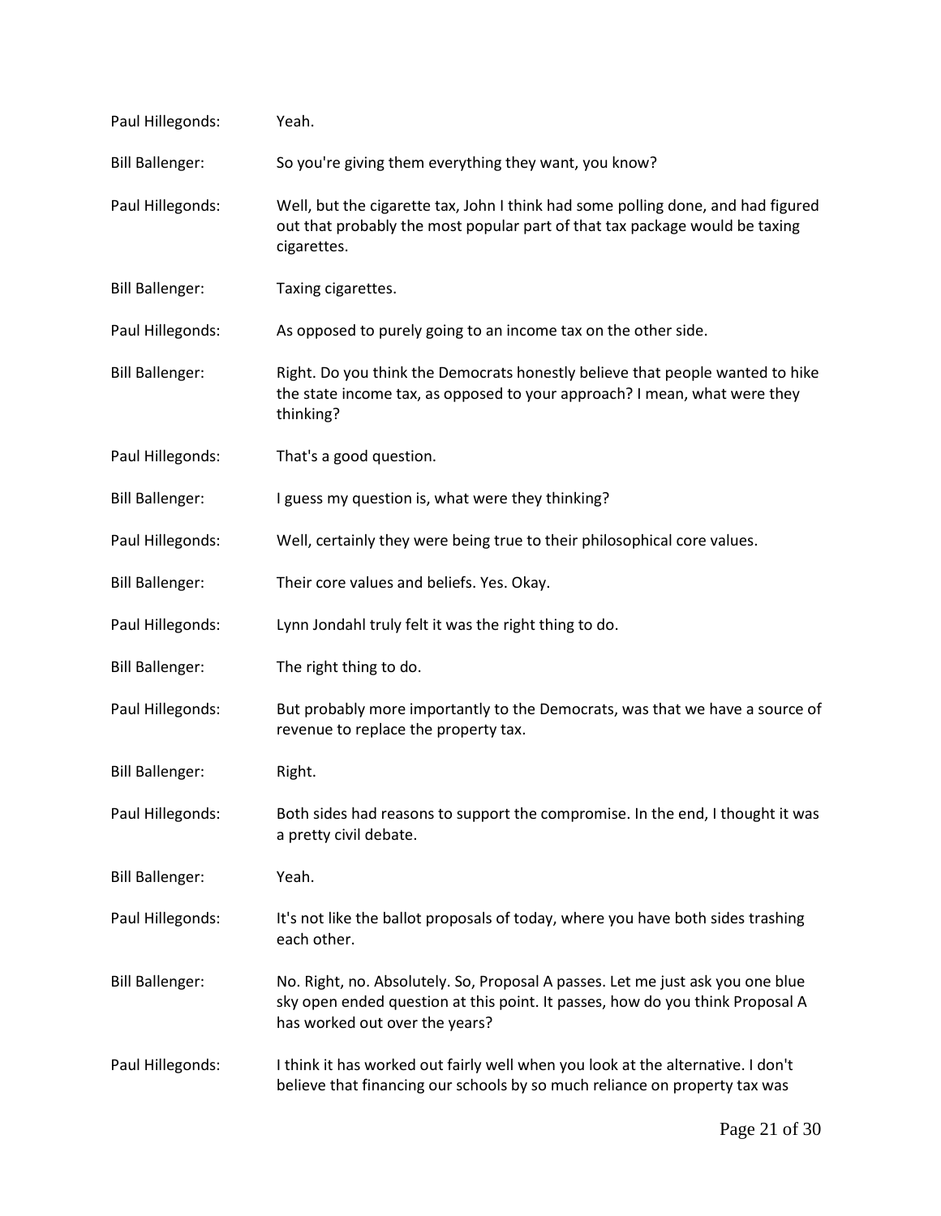Paul Hillegonds: Yeah.

Bill Ballenger: So you're giving them everything they want, you know?

Paul Hillegonds: Well, but the cigarette tax, John I think had some polling done, and had figured out that probably the most popular part of that tax package would be taxing cigarettes.

Bill Ballenger: Taxing cigarettes.

Paul Hillegonds: As opposed to purely going to an income tax on the other side.

Bill Ballenger: Right. Do you think the Democrats honestly believe that people wanted to hike the state income tax, as opposed to your approach? I mean, what were they thinking?

Paul Hillegonds: That's a good question.

Bill Ballenger: I guess my question is, what were they thinking?

Paul Hillegonds: Well, certainly they were being true to their philosophical core values.

Bill Ballenger: Their core values and beliefs. Yes. Okay.

Paul Hillegonds: Lynn Jondahl truly felt it was the right thing to do.

Bill Ballenger: The right thing to do.

Paul Hillegonds: But probably more importantly to the Democrats, was that we have a source of revenue to replace the property tax.

Bill Ballenger: Right.

Paul Hillegonds: Both sides had reasons to support the compromise. In the end, I thought it was a pretty civil debate.

Bill Ballenger: Yeah.

Paul Hillegonds: It's not like the ballot proposals of today, where you have both sides trashing each other.

Bill Ballenger: No. Right, no. Absolutely. So, Proposal A passes. Let me just ask you one blue sky open ended question at this point. It passes, how do you think Proposal A has worked out over the years?

Paul Hillegonds: I think it has worked out fairly well when you look at the alternative. I don't believe that financing our schools by so much reliance on property tax was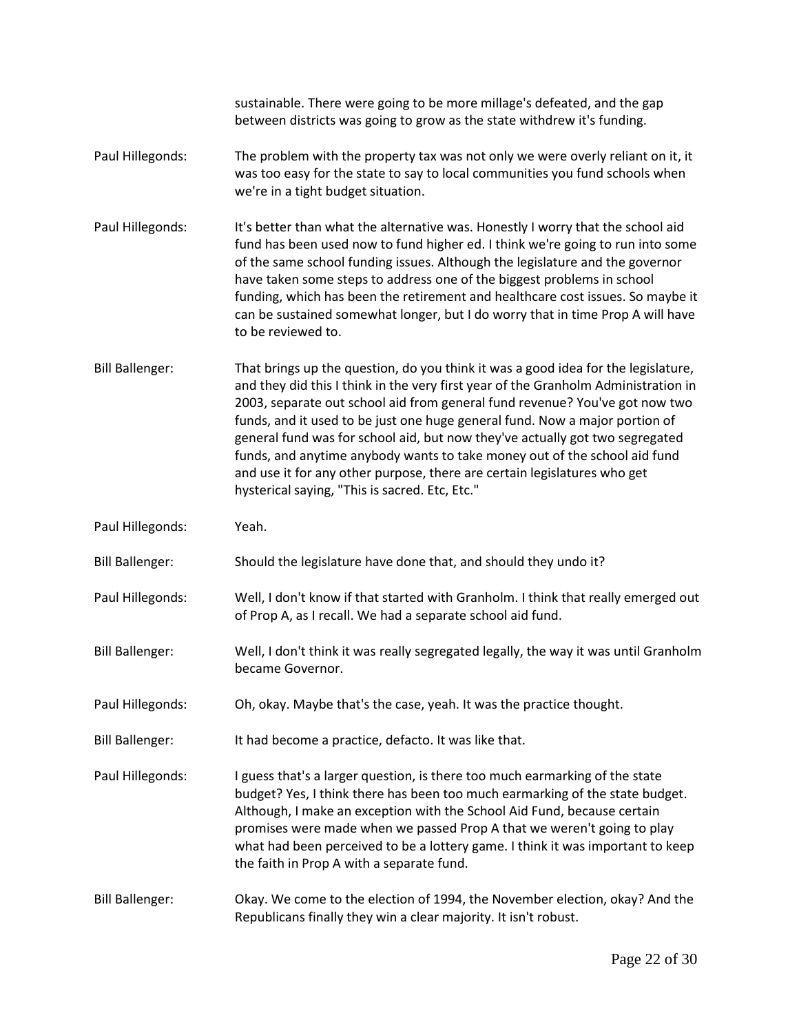sustainable. There were going to be more millage's defeated, and the gap between districts was going to grow as the state withdrew it's funding.

**Paul Hillegonds:** The problem with the property tax was not only we were overly reliant on it, it was too easy for the state to say to local communities you fund schools when we're in a tight budget situation.

**Paul Hillegonds:** It's better than what the alternative was. Honestly I worry that the school aid fund has been used now to fund higher ed. I think we're going to run into some of the same school funding issues. Although the legislature and the governor have taken some steps to address one of the biggest problems in school funding, which has been the retirement and healthcare cost issues. So maybe it can be sustained somewhat longer, but I do worry that in time Prop A will have to be reviewed to.

**Bill Ballenger:** That brings up the question, do you think it was a good idea for the legislature, and they did this I think in the very first year of the Granholm Administration in 2003, separate out school aid from general fund revenue? You've got now two funds, and it used to be just one huge general fund. Now a major portion of general fund was for school aid, but now they've actually got two segregated funds, and anytime anybody wants to take money out of the school aid fund and use it for any other purpose, there are certain legislatures who get hysterical saying, "This is sacred. Etc, Etc."

**Paul Hillegonds:** Yeah.

**Bill Ballenger:** Should the legislature have done that, and should they undo it?

**Paul Hillegonds:** Well, I don't know if that started with Granholm. I think that really emerged out of Prop A, as I recall. We had a separate school aid fund.

**Bill Ballenger:** Well, I don't think it was really segregated legally, the way it was until Granholm became Governor.

**Paul Hillegonds:** Oh, okay. Maybe that's the case, yeah. It was the practice thought.

**Bill Ballenger:** It had become a practice, defacto. It was like that.

**Paul Hillegonds:** I guess that's a larger question, is there too much earmarking of the state budget? Yes, I think there has been too much earmarking of the state budget. Although, I make an exception with the School Aid Fund, because certain promises were made when we passed Prop A that we weren't going to play what had been perceived to be a lottery game. I think it was important to keep the faith in Prop A with a separate fund.

**Bill Ballenger:** Okay. We come to the election of 1994, the November election, okay? And the Republicans finally they win a clear majority. It isn't robust.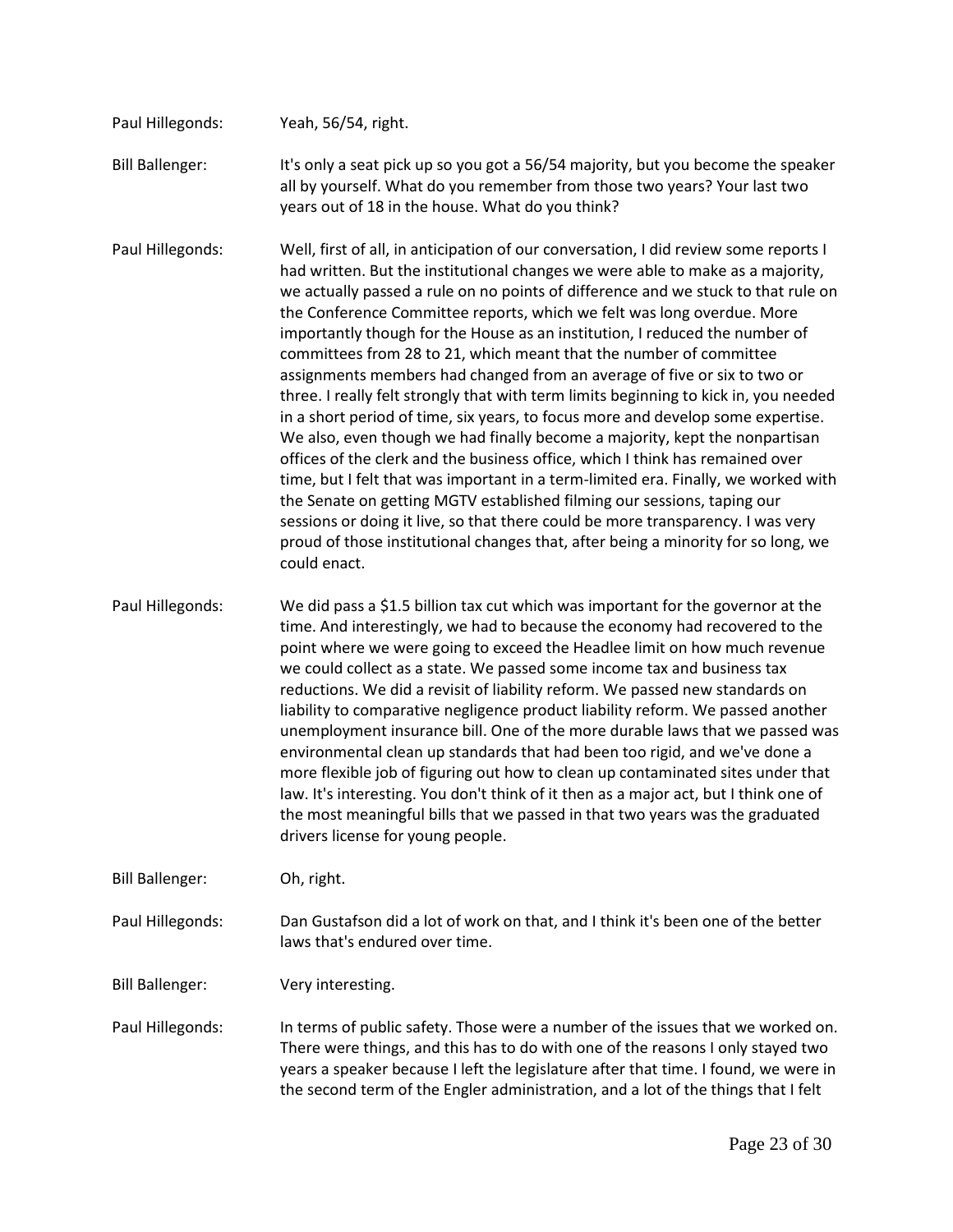Paul Hillegonds: Yeah, 56/54, right.

Bill Ballenger: It's only a seat pick up so you got a 56/54 majority, but you become the speaker all by yourself. What do you remember from those two years? Your last two years out of 18 in the house. What do you think?

Paul Hillegonds: Well, first of all, in anticipation of our conversation, I did review some reports I had written. But the institutional changes we were able to make as a majority, we actually passed a rule on no points of difference and we stuck to that rule on the Conference Committee reports, which we felt was long overdue. More importantly though for the House as an institution, I reduced the number of committees from 28 to 21, which meant that the number of committee assignments members had changed from an average of five or six to two or three. I really felt strongly that with term limits beginning to kick in, you needed in a short period of time, six years, to focus more and develop some expertise. We also, even though we had finally become a majority, kept the nonpartisan offices of the clerk and the business office, which I think has remained over time, but I felt that was important in a term-limited era. Finally, we worked with the Senate on getting MGTV established filming our sessions, taping our sessions or doing it live, so that there could be more transparency. I was very proud of those institutional changes that, after being a minority for so long, we could enact.

Paul Hillegonds: We did pass a $1.5 billion tax cut which was important for the governor at the time. And interestingly, we had to because the economy had recovered to the point where we were going to exceed the Headlee limit on how much revenue we could collect as a state. We passed some income tax and business tax reductions. We did a revisit of liability reform. We passed new standards on liability to comparative negligence product liability reform. We passed another unemployment insurance bill. One of the more durable laws that we passed was environmental clean up standards that had been too rigid, and we've done a more flexible job of figuring out how to clean up contaminated sites under that law. It's interesting. You don't think of it then as a major act, but I think one of the most meaningful bills that we passed in that two years was the graduated drivers license for young people.

Bill Ballenger: Oh, right.

Paul Hillegonds: Dan Gustafson did a lot of work on that, and I think it's been one of the better laws that's endured over time.

Bill Ballenger: Very interesting.

Paul Hillegonds: In terms of public safety. Those were a number of the issues that we worked on. There were things, and this has to do with one of the reasons I only stayed two years a speaker because I left the legislature after that time. I found, we were in the second term of the Engler administration, and a lot of the things that I felt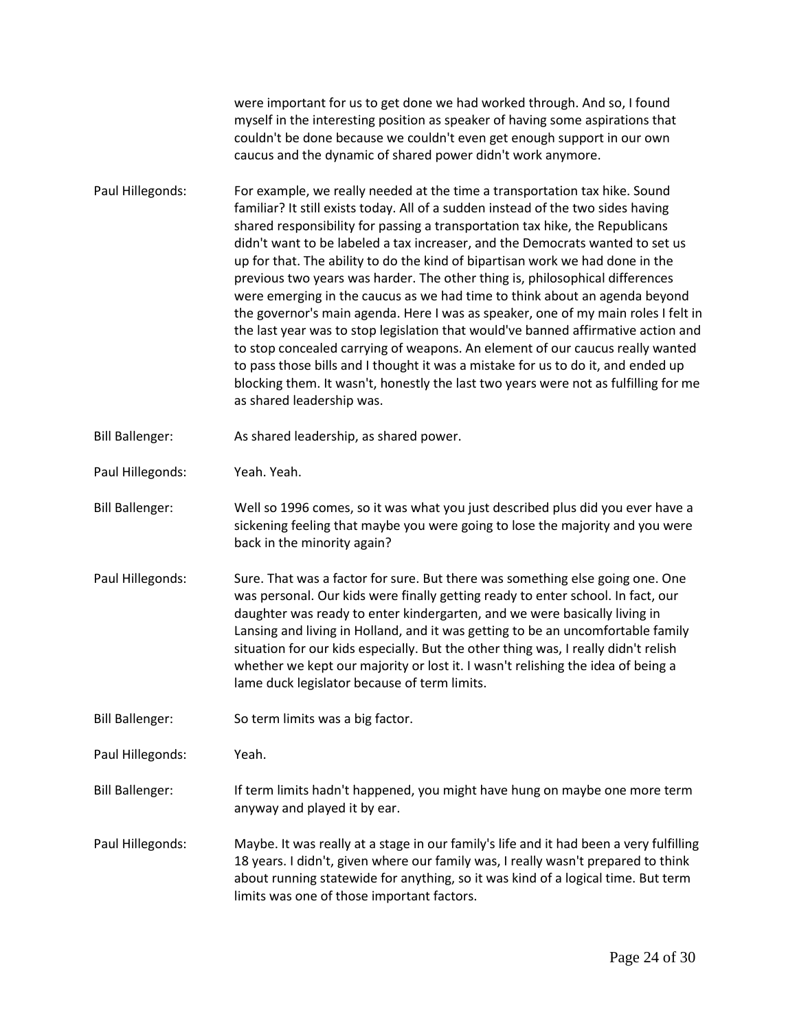were important for us to get done we had worked through. And so, I found myself in the interesting position as speaker of having some aspirations that couldn't be done because we couldn't even get enough support in our own caucus and the dynamic of shared power didn't work anymore.

Paul Hillegonds: For example, we really needed at the time a transportation tax hike. Sound familiar? It still exists today. All of a sudden instead of the two sides having shared responsibility for passing a transportation tax hike, the Republicans didn't want to be labeled a tax increaser, and the Democrats wanted to set us up for that. The ability to do the kind of bipartisan work we had done in the previous two years was harder. The other thing is, philosophical differences were emerging in the caucus as we had time to think about an agenda beyond the governor's main agenda. Here I was as speaker, one of my main roles I felt in the last year was to stop legislation that would've banned affirmative action and to stop concealed carrying of weapons. An element of our caucus really wanted to pass those bills and I thought it was a mistake for us to do it, and ended up blocking them. It wasn't, honestly the last two years were not as fulfilling for me as shared leadership was.

Bill Ballenger: As shared leadership, as shared power.

Paul Hillegonds: Yeah. Yeah.

Bill Ballenger: Well so 1996 comes, so it was what you just described plus did you ever have a sickening feeling that maybe you were going to lose the majority and you were back in the minority again?

Paul Hillegonds: Sure. That was a factor for sure. But there was something else going one. One was personal. Our kids were finally getting ready to enter school. In fact, our daughter was ready to enter kindergarten, and we were basically living in Lansing and living in Holland, and it was getting to be an uncomfortable family situation for our kids especially. But the other thing was, I really didn't relish whether we kept our majority or lost it. I wasn't relishing the idea of being a lame duck legislator because of term limits.

Bill Ballenger: So term limits was a big factor.

Paul Hillegonds: Yeah.

Bill Ballenger: If term limits hadn't happened, you might have hung on maybe one more term anyway and played it by ear.

Paul Hillegonds: Maybe. It was really at a stage in our family's life and it had been a very fulfilling 18 years. I didn't, given where our family was, I really wasn't prepared to think about running statewide for anything, so it was kind of a logical time. But term limits was one of those important factors.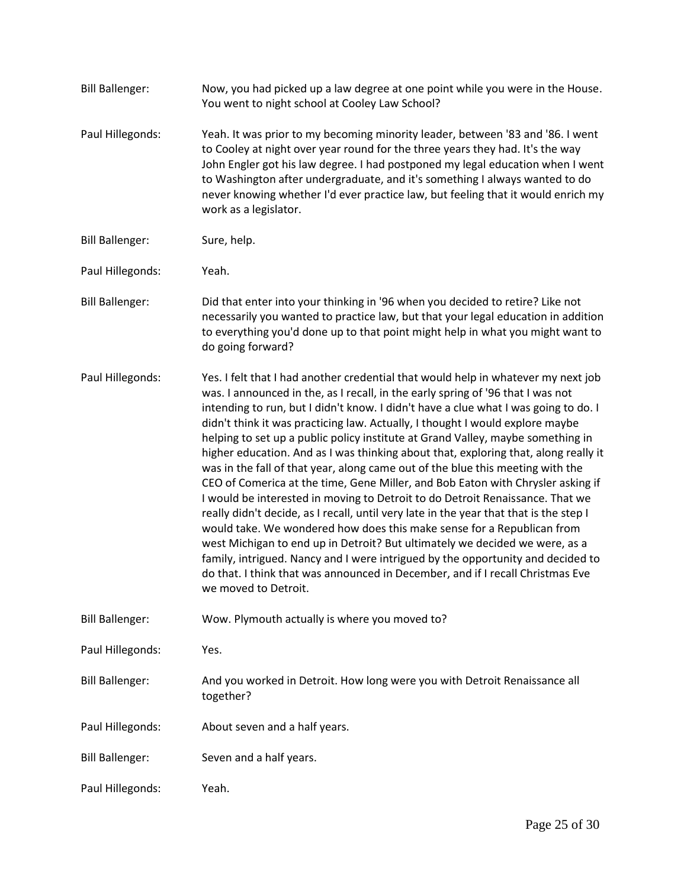Bill Ballenger: Now, you had picked up a law degree at one point while you were in the House. You went to night school at Cooley Law School?

Paul Hillegonds: Yeah. It was prior to my becoming minority leader, between '83 and '86. I went to Cooley at night over year round for the three years they had. It's the way John Engler got his law degree. I had postponed my legal education when I went to Washington after undergraduate, and it's something I always wanted to do never knowing whether I'd ever practice law, but feeling that it would enrich my work as a legislator.

Bill Ballenger: Sure, help.

Paul Hillegonds: Yeah.

Bill Ballenger: Did that enter into your thinking in '96 when you decided to retire? Like not necessarily you wanted to practice law, but that your legal education in addition to everything you'd done up to that point might help in what you might want to do going forward?

Paul Hillegonds: Yes. I felt that I had another credential that would help in whatever my next job was. I announced in the, as I recall, in the early spring of '96 that I was not intending to run, but I didn't know. I didn't have a clue what I was going to do. I didn't think it was practicing law. Actually, I thought I would explore maybe helping to set up a public policy institute at Grand Valley, maybe something in higher education. And as I was thinking about that, exploring that, along really it was in the fall of that year, along came out of the blue this meeting with the CEO of Comerica at the time, Gene Miller, and Bob Eaton with Chrysler asking if I would be interested in moving to Detroit to do Detroit Renaissance. That we really didn't decide, as I recall, until very late in the year that that is the step I would take. We wondered how does this make sense for a Republican from west Michigan to end up in Detroit? But ultimately we decided we were, as a family, intrigued. Nancy and I were intrigued by the opportunity and decided to do that. I think that was announced in December, and if I recall Christmas Eve we moved to Detroit.

Bill Ballenger: Wow. Plymouth actually is where you moved to?

Paul Hillegonds: Yes.

Bill Ballenger: And you worked in Detroit. How long were you with Detroit Renaissance all together?

Paul Hillegonds: About seven and a half years.

Bill Ballenger: Seven and a half years.

Paul Hillegonds: Yeah.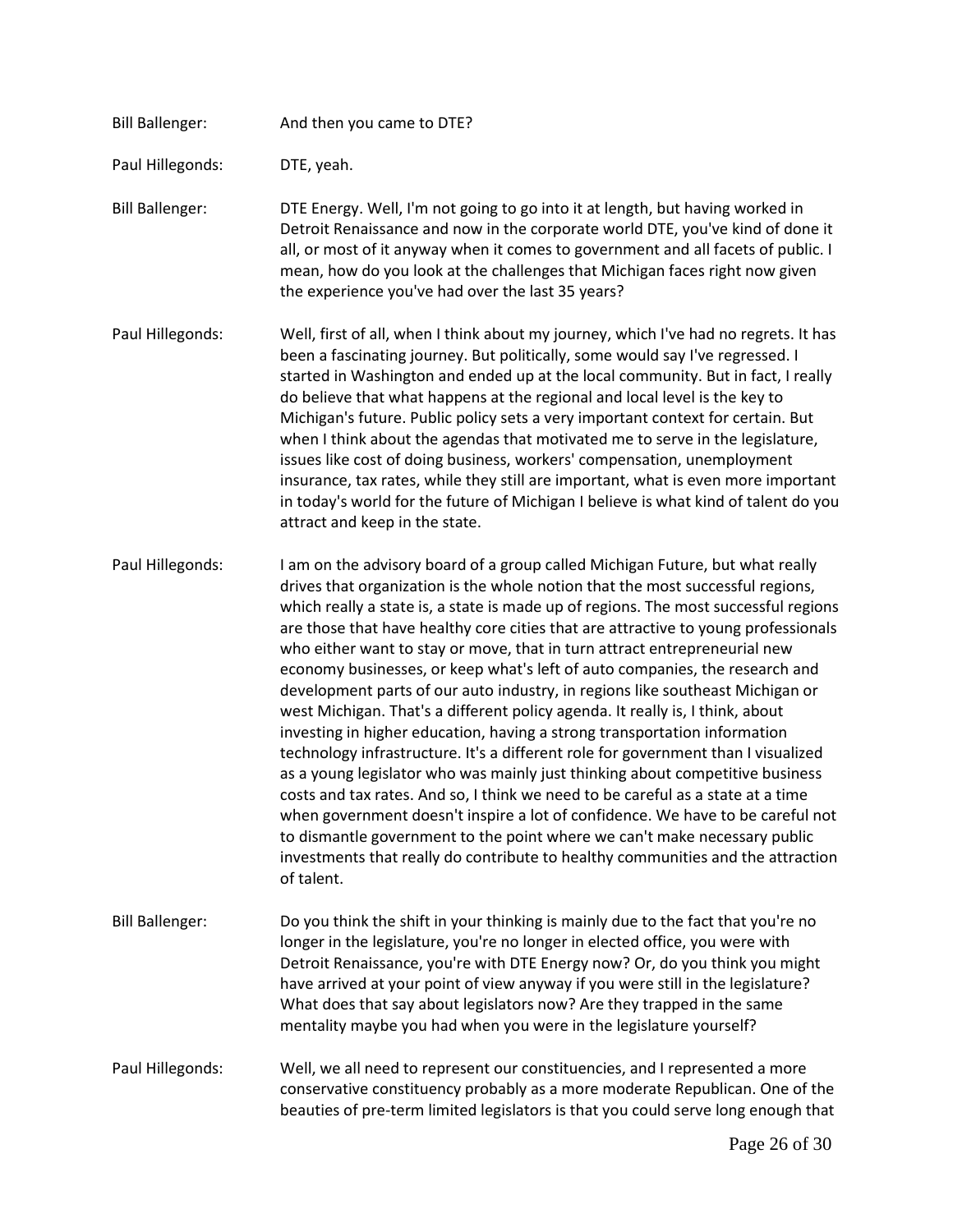Bill Ballenger: And then you came to DTE?

Paul Hillegonds: DTE, yeah.

Bill Ballenger: DTE Energy. Well, I'm not going to go into it at length, but having worked in Detroit Renaissance and now in the corporate world DTE, you've kind of done it all, or most of it anyway when it comes to government and all facets of public. I mean, how do you look at the challenges that Michigan faces right now given the experience you've had over the last 35 years?

Paul Hillegonds: Well, first of all, when I think about my journey, which I've had no regrets. It has been a fascinating journey. But politically, some would say I've regressed. I started in Washington and ended up at the local community. But in fact, I really do believe that what happens at the regional and local level is the key to Michigan's future. Public policy sets a very important context for certain. But when I think about the agendas that motivated me to serve in the legislature, issues like cost of doing business, workers' compensation, unemployment insurance, tax rates, while they still are important, what is even more important in today's world for the future of Michigan I believe is what kind of talent do you attract and keep in the state.

Paul Hillegonds: I am on the advisory board of a group called Michigan Future, but what really drives that organization is the whole notion that the most successful regions, which really a state is, a state is made up of regions. The most successful regions are those that have healthy core cities that are attractive to young professionals who either want to stay or move, that in turn attract entrepreneurial new economy businesses, or keep what's left of auto companies, the research and development parts of our auto industry, in regions like southeast Michigan or west Michigan. That's a different policy agenda. It really is, I think, about investing in higher education, having a strong transportation information technology infrastructure. It's a different role for government than I visualized as a young legislator who was mainly just thinking about competitive business costs and tax rates. And so, I think we need to be careful as a state at a time when government doesn't inspire a lot of confidence. We have to be careful not to dismantle government to the point where we can't make necessary public investments that really do contribute to healthy communities and the attraction of talent.

Bill Ballenger: Do you think the shift in your thinking is mainly due to the fact that you're no longer in the legislature, you're no longer in elected office, you were with Detroit Renaissance, you're with DTE Energy now? Or, do you think you might have arrived at your point of view anyway if you were still in the legislature? What does that say about legislators now? Are they trapped in the same mentality maybe you had when you were in the legislature yourself?

Paul Hillegonds: Well, we all need to represent our constituencies, and I represented a more conservative constituency probably as a more moderate Republican. One of the beauties of pre-term limited legislators is that you could serve long enough that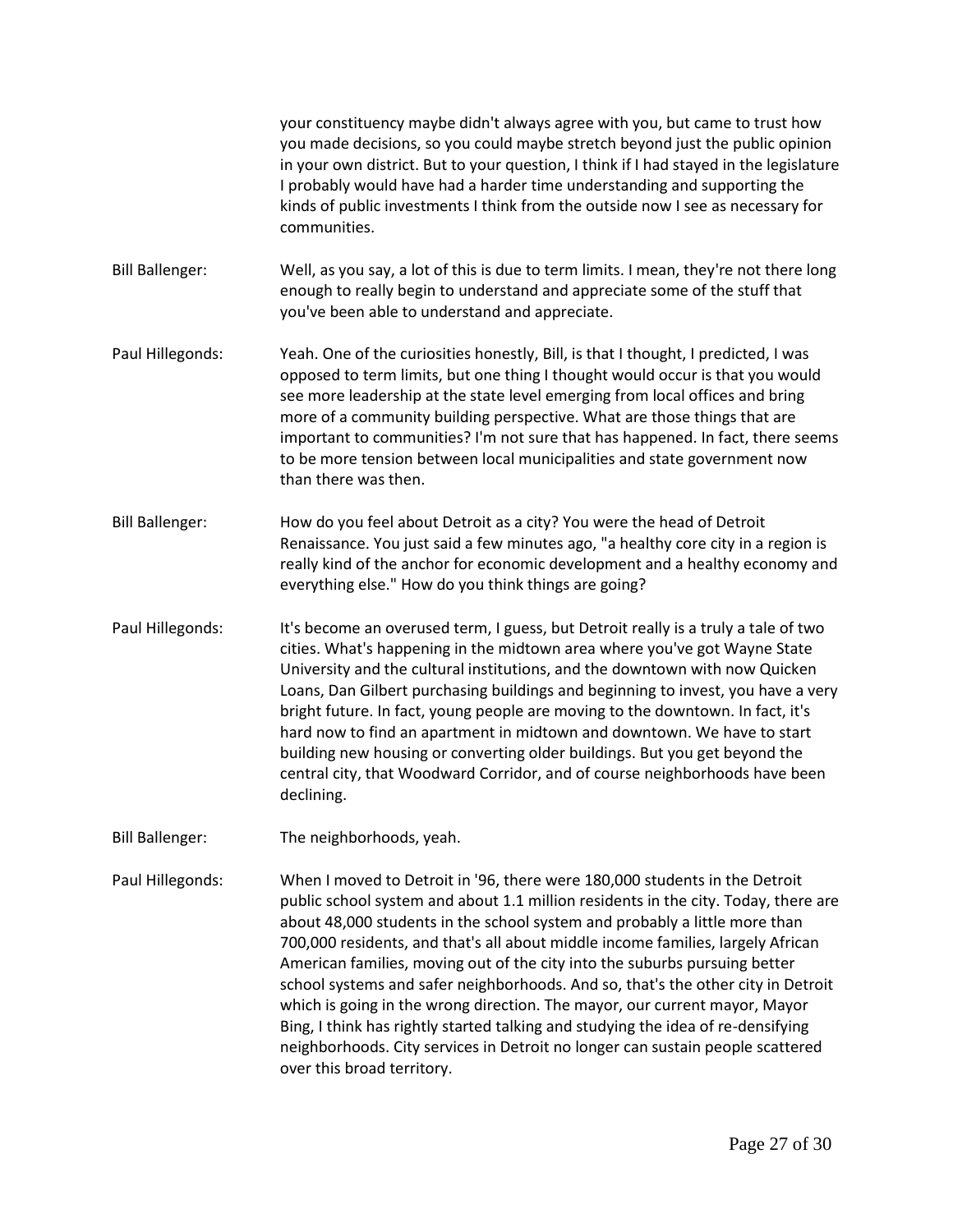your constituency maybe didn't always agree with you, but came to trust how you made decisions, so you could maybe stretch beyond just the public opinion in your own district. But to your question, I think if I had stayed in the legislature I probably would have had a harder time understanding and supporting the kinds of public investments I think from the outside now I see as necessary for communities.

Bill Ballenger: Well, as you say, a lot of this is due to term limits. I mean, they're not there long enough to really begin to understand and appreciate some of the stuff that you've been able to understand and appreciate.

Paul Hillegonds: Yeah. One of the curiosities honestly, Bill, is that I thought, I predicted, I was opposed to term limits, but one thing I thought would occur is that you would see more leadership at the state level emerging from local offices and bring more of a community building perspective. What are those things that are important to communities? I'm not sure that has happened. In fact, there seems to be more tension between local municipalities and state government now than there was then.

Bill Ballenger: How do you feel about Detroit as a city? You were the head of Detroit Renaissance. You just said a few minutes ago, "a healthy core city in a region is really kind of the anchor for economic development and a healthy economy and everything else." How do you think things are going?

Paul Hillegonds: It's become an overused term, I guess, but Detroit really is a truly a tale of two cities. What's happening in the midtown area where you've got Wayne State University and the cultural institutions, and the downtown with now Quicken Loans, Dan Gilbert purchasing buildings and beginning to invest, you have a very bright future. In fact, young people are moving to the downtown. In fact, it's hard now to find an apartment in midtown and downtown. We have to start building new housing or converting older buildings. But you get beyond the central city, that Woodward Corridor, and of course neighborhoods have been declining.

Bill Ballenger: The neighborhoods, yeah.

Paul Hillegonds: When I moved to Detroit in '96, there were 180,000 students in the Detroit public school system and about 1.1 million residents in the city. Today, there are about 48,000 students in the school system and probably a little more than 700,000 residents, and that's all about middle income families, largely African American families, moving out of the city into the suburbs pursuing better school systems and safer neighborhoods. And so, that's the other city in Detroit which is going in the wrong direction. The mayor, our current mayor, Mayor Bing, I think has rightly started talking and studying the idea of re-densifying neighborhoods. City services in Detroit no longer can sustain people scattered over this broad territory.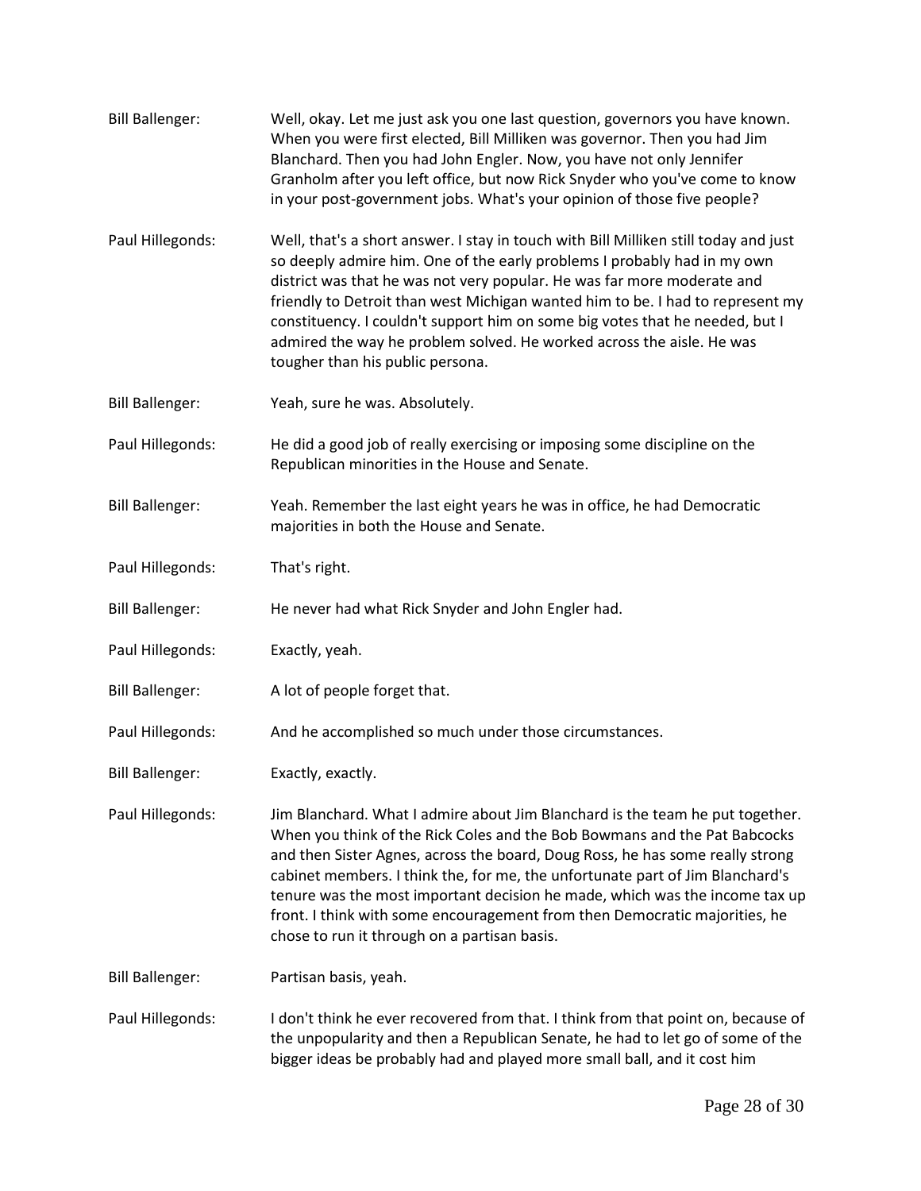Bill Ballenger: Well, okay. Let me just ask you one last question, governors you have known. When you were first elected, Bill Milliken was governor. Then you had Jim Blanchard. Then you had John Engler. Now, you have not only Jennifer Granholm after you left office, but now Rick Snyder who you've come to know in your post-government jobs. What's your opinion of those five people?

Paul Hillegonds: Well, that's a short answer. I stay in touch with Bill Milliken still today and just so deeply admire him. One of the early problems I probably had in my own district was that he was not very popular. He was far more moderate and friendly to Detroit than west Michigan wanted him to be. I had to represent my constituency. I couldn't support him on some big votes that he needed, but I admired the way he problem solved. He worked across the aisle. He was tougher than his public persona.

Bill Ballenger: Yeah, sure he was. Absolutely.

Paul Hillegonds: He did a good job of really exercising or imposing some discipline on the Republican minorities in the House and Senate.

Bill Ballenger: Yeah. Remember the last eight years he was in office, he had Democratic majorities in both the House and Senate.

Paul Hillegonds: That's right.

Bill Ballenger: He never had what Rick Snyder and John Engler had.

Paul Hillegonds: Exactly, yeah.

Bill Ballenger: A lot of people forget that.

Paul Hillegonds: And he accomplished so much under those circumstances.

Bill Ballenger: Exactly, exactly.

Paul Hillegonds: Jim Blanchard. What I admire about Jim Blanchard is the team he put together. When you think of the Rick Coles and the Bob Bowmans and the Pat Babcocks and then Sister Agnes, across the board, Doug Ross, he has some really strong cabinet members. I think the, for me, the unfortunate part of Jim Blanchard's tenure was the most important decision he made, which was the income tax up front. I think with some encouragement from then Democratic majorities, he chose to run it through on a partisan basis.

Bill Ballenger: Partisan basis, yeah.

Paul Hillegonds: I don't think he ever recovered from that. I think from that point on, because of the unpopularity and then a Republican Senate, he had to let go of some of the bigger ideas be probably had and played more small ball, and it cost him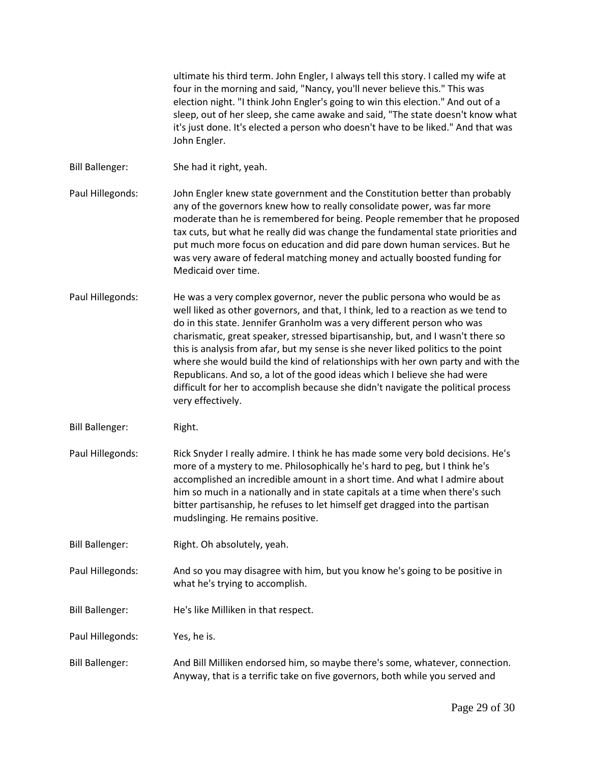ultimate his third term. John Engler, I always tell this story. I called my wife at four in the morning and said, "Nancy, you'll never believe this." This was election night. "I think John Engler's going to win this election." And out of a sleep, out of her sleep, she came awake and said, "The state doesn't know what it's just done. It's elected a person who doesn't have to be liked." And that was John Engler.

Bill Ballenger: She had it right, yeah.

Paul Hillegonds: John Engler knew state government and the Constitution better than probably any of the governors knew how to really consolidate power, was far more moderate than he is remembered for being. People remember that he proposed tax cuts, but what he really did was change the fundamental state priorities and put much more focus on education and did pare down human services. But he was very aware of federal matching money and actually boosted funding for Medicaid over time.

Paul Hillegonds: He was a very complex governor, never the public persona who would be as well liked as other governors, and that, I think, led to a reaction as we tend to do in this state. Jennifer Granholm was a very different person who was charismatic, great speaker, stressed bipartisanship, but, and I wasn't there so this is analysis from afar, but my sense is she never liked politics to the point where she would build the kind of relationships with her own party and with the Republicans. And so, a lot of the good ideas which I believe she had were difficult for her to accomplish because she didn't navigate the political process very effectively.

Bill Ballenger: Right.

Paul Hillegonds: Rick Snyder I really admire. I think he has made some very bold decisions. He's more of a mystery to me. Philosophically he's hard to peg, but I think he's accomplished an incredible amount in a short time. And what I admire about him so much in a nationally and in state capitals at a time when there's such bitter partisanship, he refuses to let himself get dragged into the partisan mudslinging. He remains positive.

Bill Ballenger: Right. Oh absolutely, yeah.

Paul Hillegonds: And so you may disagree with him, but you know he's going to be positive in what he's trying to accomplish.

Bill Ballenger: He's like Milliken in that respect.

Paul Hillegonds: Yes, he is.

Bill Ballenger: And Bill Milliken endorsed him, so maybe there's some, whatever, connection. Anyway, that is a terrific take on five governors, both while you served and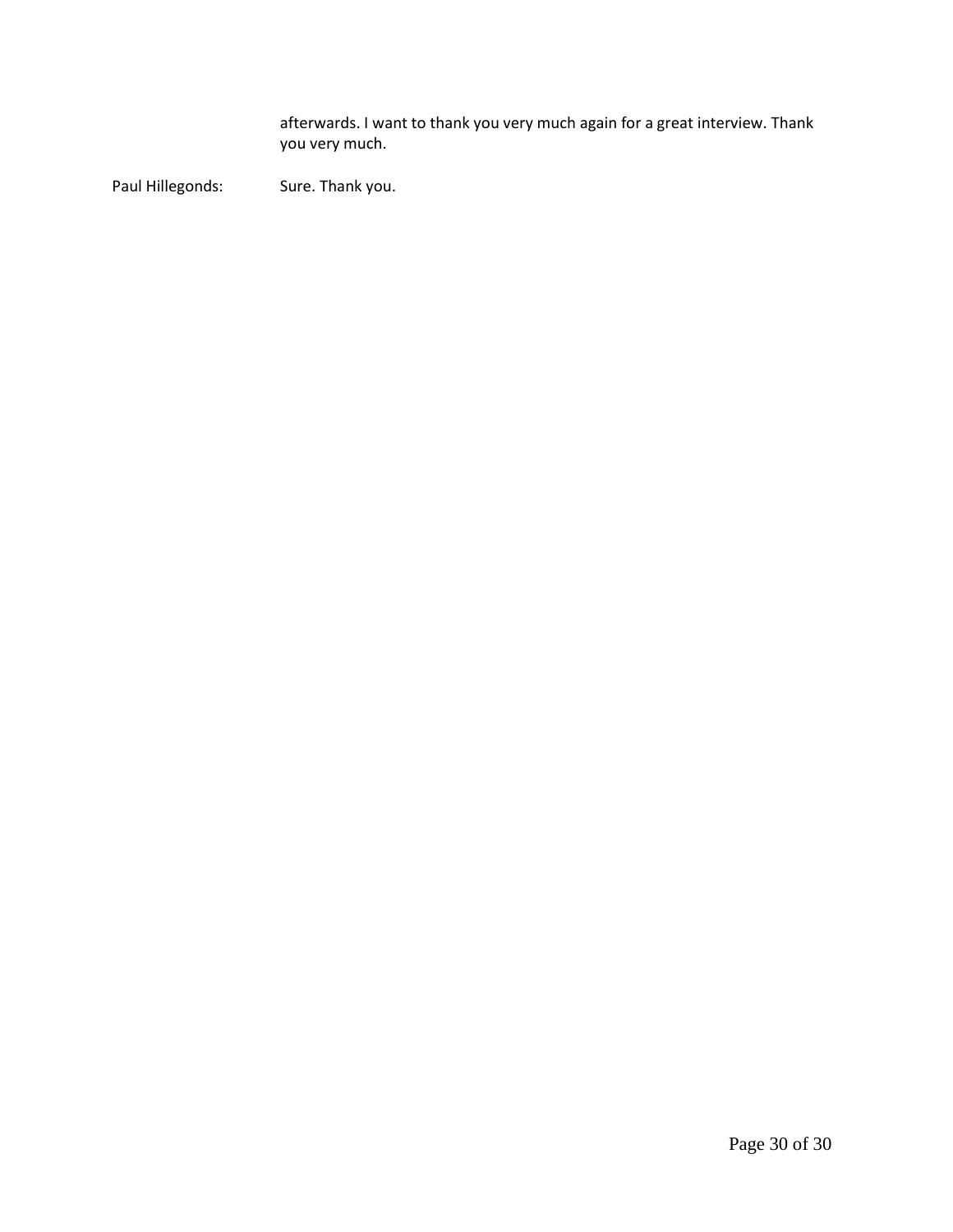afterwards. I want to thank you very much again for a great interview. Thank you very much.

Paul Hillegonds: Sure. Thank you.